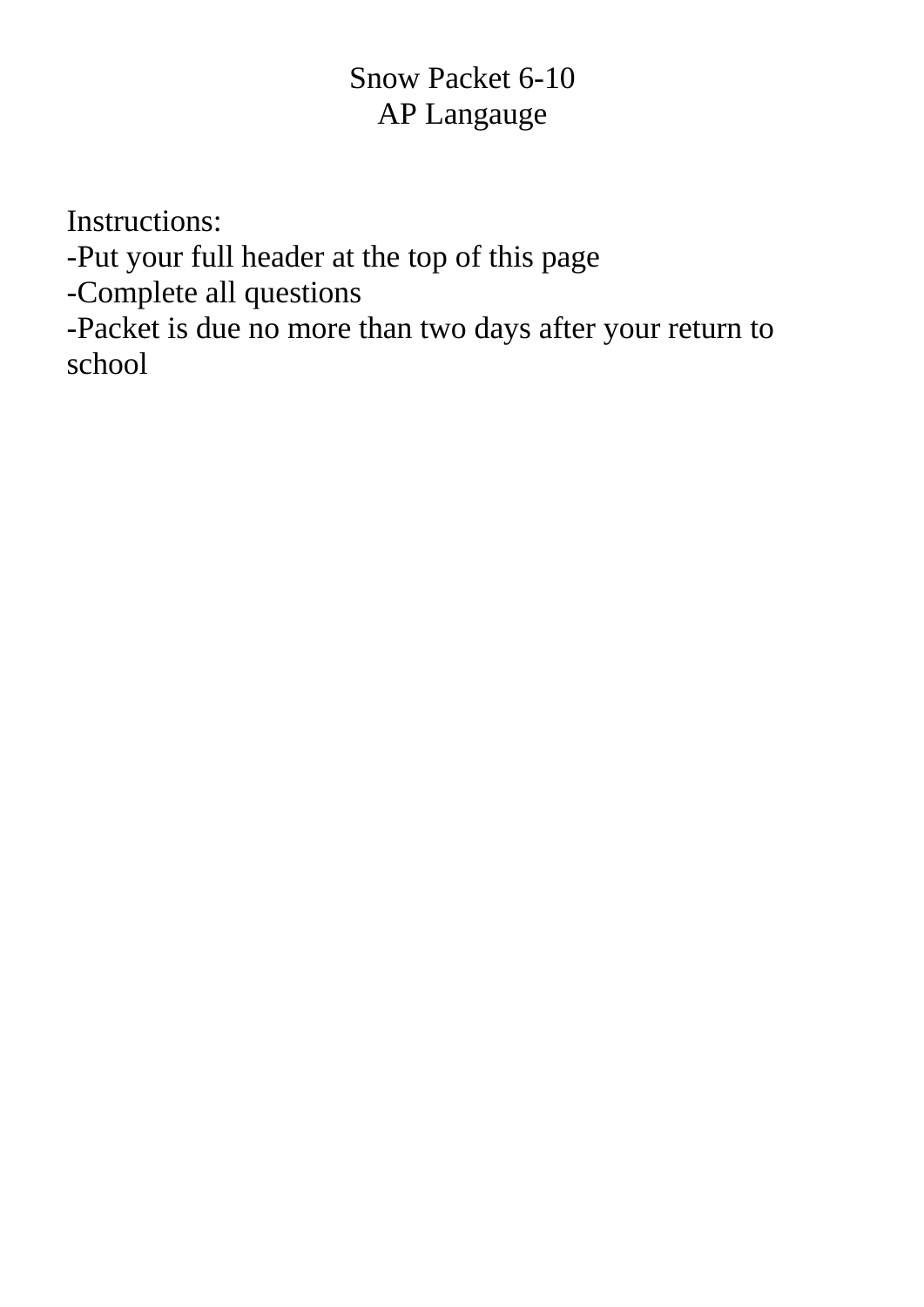# Snow Packet 6-10
## AP Langauge

Instructions:
-Put your full header at the top of this page
-Complete all questions
-Packet is due no more than two days after your return to school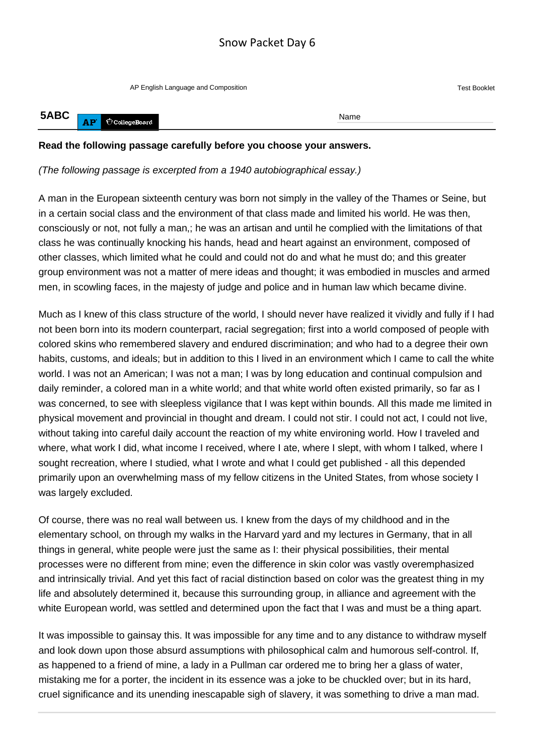# Snow Packet Day 6

AP English Language and Composition

Test Booklet

**5ABC**

Name

**Read the following passage carefully before you choose your answers.**

*(The following passage is excerpted from a 1940 autobiographical essay.)*

A man in the European sixteenth century was born not simply in the valley of the Thames or Seine, but in a certain social class and the environment of that class made and limited his world. He was then, consciously or not, not fully a man,; he was an artisan and until he complied with the limitations of that class he was continually knocking his hands, head and heart against an environment, composed of other classes, which limited what he could and could not do and what he must do; and this greater group environment was not a matter of mere ideas and thought; it was embodied in muscles and armed men, in scowling faces, in the majesty of judge and police and in human law which became divine.

Much as I knew of this class structure of the world, I should never have realized it vividly and fully if I had not been born into its modern counterpart, racial segregation; first into a world composed of people with colored skins who remembered slavery and endured discrimination; and who had to a degree their own habits, customs, and ideals; but in addition to this I lived in an environment which I came to call the white world. I was not an American; I was not a man; I was by long education and continual compulsion and daily reminder, a colored man in a white world; and that white world often existed primarily, so far as I was concerned, to see with sleepless vigilance that I was kept within bounds. All this made me limited in physical movement and provincial in thought and dream. I could not stir. I could not act, I could not live, without taking into careful daily account the reaction of my white environing world. How I traveled and where, what work I did, what income I received, where I ate, where I slept, with whom I talked, where I sought recreation, where I studied, what I wrote and what I could get published - all this depended primarily upon an overwhelming mass of my fellow citizens in the United States, from whose society I was largely excluded.

Of course, there was no real wall between us. I knew from the days of my childhood and in the elementary school, on through my walks in the Harvard yard and my lectures in Germany, that in all things in general, white people were just the same as I: their physical possibilities, their mental processes were no different from mine; even the difference in skin color was vastly overemphasized and intrinsically trivial. And yet this fact of racial distinction based on color was the greatest thing in my life and absolutely determined it, because this surrounding group, in alliance and agreement with the white European world, was settled and determined upon the fact that I was and must be a thing apart.

It was impossible to gainsay this. It was impossible for any time and to any distance to withdraw myself and look down upon those absurd assumptions with philosophical calm and humorous self-control. If, as happened to a friend of mine, a lady in a Pullman car ordered me to bring her a glass of water, mistaking me for a porter, the incident in its essence was a joke to be chuckled over; but in its hard, cruel significance and its unending inescapable sigh of slavery, it was something to drive a man mad.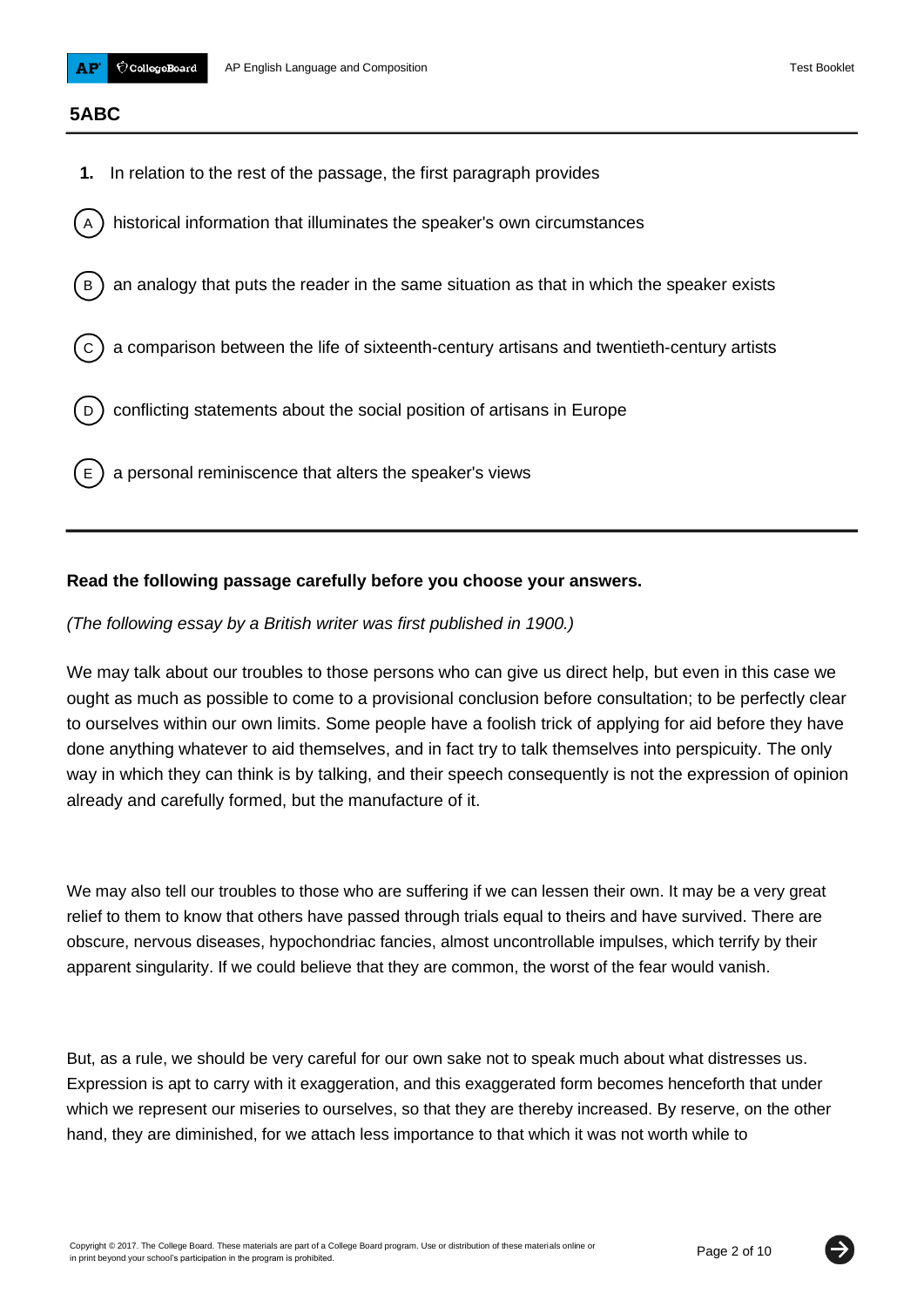## 5ABC

**1.** In relation to the rest of the passage, the first paragraph provides

(A) historical information that illuminates the speaker's own circumstances

(B) an analogy that puts the reader in the same situation as that in which the speaker exists

(C) a comparison between the life of sixteenth-century artisans and twentieth-century artists

(D) conflicting statements about the social position of artisans in Europe

(E) a personal reminiscence that alters the speaker's views

---

**Read the following passage carefully before you choose your answers.**

*(The following essay by a British writer was first published in 1900.)*

We may talk about our troubles to those persons who can give us direct help, but even in this case we ought as much as possible to come to a provisional conclusion before consultation; to be perfectly clear to ourselves within our own limits. Some people have a foolish trick of applying for aid before they have done anything whatever to aid themselves, and in fact try to talk themselves into perspicuity. The only way in which they can think is by talking, and their speech consequently is not the expression of opinion already and carefully formed, but the manufacture of it.

We may also tell our troubles to those who are suffering if we can lessen their own. It may be a very great relief to them to know that others have passed through trials equal to theirs and have survived. There are obscure, nervous diseases, hypochondriac fancies, almost uncontrollable impulses, which terrify by their apparent singularity. If we could believe that they are common, the worst of the fear would vanish.

But, as a rule, we should be very careful for our own sake not to speak much about what distresses us. Expression is apt to carry with it exaggeration, and this exaggerated form becomes henceforth that under which we represent our miseries to ourselves, so that they are thereby increased. By reserve, on the other hand, they are diminished, for we attach less importance to that which it was not worth while to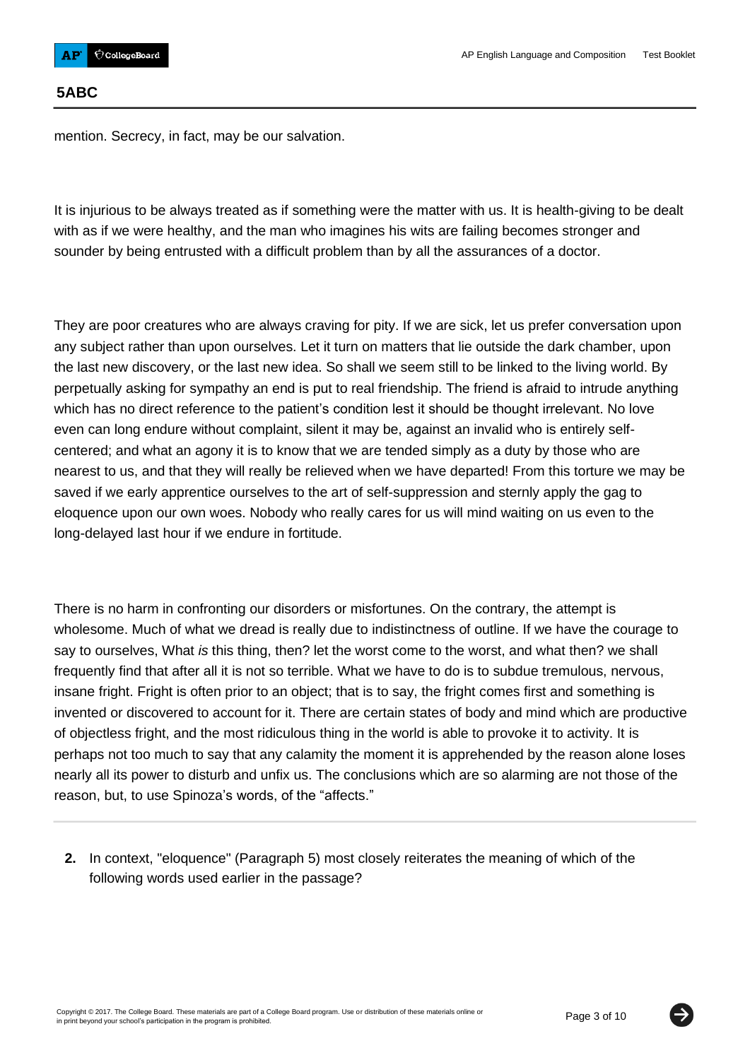mention. Secrecy, in fact, may be our salvation.

It is injurious to be always treated as if something were the matter with us. It is health-giving to be dealt with as if we were healthy, and the man who imagines his wits are failing becomes stronger and sounder by being entrusted with a difficult problem than by all the assurances of a doctor.

They are poor creatures who are always craving for pity. If we are sick, let us prefer conversation upon any subject rather than upon ourselves. Let it turn on matters that lie outside the dark chamber, upon the last new discovery, or the last new idea. So shall we seem still to be linked to the living world. By perpetually asking for sympathy an end is put to real friendship. The friend is afraid to intrude anything which has no direct reference to the patient's condition lest it should be thought irrelevant. No love even can long endure without complaint, silent it may be, against an invalid who is entirely self-centered; and what an agony it is to know that we are tended simply as a duty by those who are nearest to us, and that they will really be relieved when we have departed! From this torture we may be saved if we early apprentice ourselves to the art of self-suppression and sternly apply the gag to eloquence upon our own woes. Nobody who really cares for us will mind waiting on us even to the long-delayed last hour if we endure in fortitude.

There is no harm in confronting our disorders or misfortunes. On the contrary, the attempt is wholesome. Much of what we dread is really due to indistinctness of outline. If we have the courage to say to ourselves, What *is* this thing, then? let the worst come to the worst, and what then? we shall frequently find that after all it is not so terrible. What we have to do is to subdue tremulous, nervous, insane fright. Fright is often prior to an object; that is to say, the fright comes first and something is invented or discovered to account for it. There are certain states of body and mind which are productive of objectless fright, and the most ridiculous thing in the world is able to provoke it to activity. It is perhaps not too much to say that any calamity the moment it is apprehended by the reason alone loses nearly all its power to disturb and unfix us. The conclusions which are so alarming are not those of the reason, but, to use Spinoza's words, of the "affects."

---

**2.** In context, "eloquence" (Paragraph 5) most closely reiterates the meaning of which of the following words used earlier in the passage?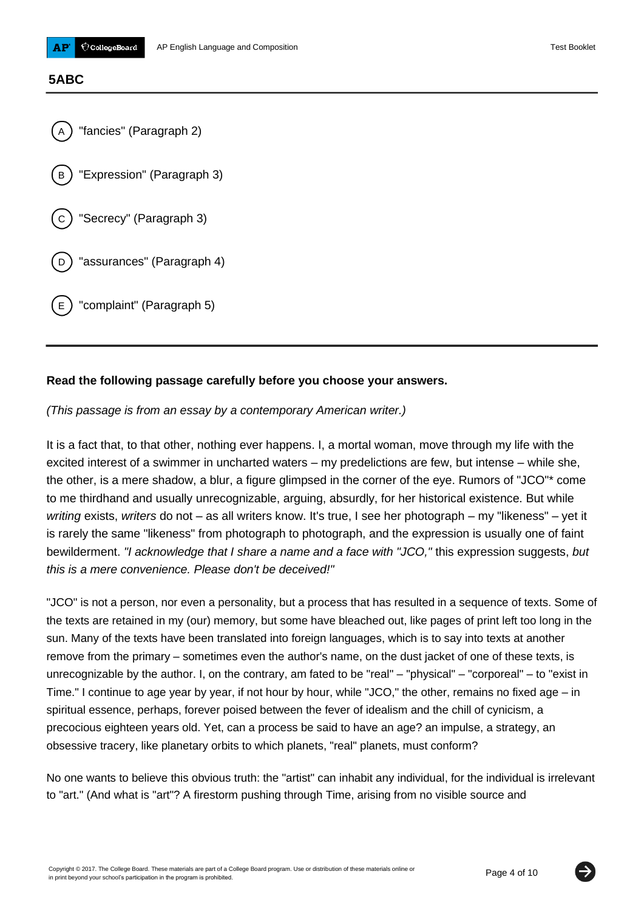## 5ABC

(A) "fancies" (Paragraph 2)

(B) "Expression" (Paragraph 3)

(C) "Secrecy" (Paragraph 3)

(D) "assurances" (Paragraph 4)

(E) "complaint" (Paragraph 5)

---

**Read the following passage carefully before you choose your answers.**

*(This passage is from an essay by a contemporary American writer.)*

It is a fact that, to that other, nothing ever happens. I, a mortal woman, move through my life with the excited interest of a swimmer in uncharted waters – my predelictions are few, but intense – while she, the other, is a mere shadow, a blur, a figure glimpsed in the corner of the eye. Rumors of "JCO"* come to me thirdhand and usually unrecognizable, arguing, absurdly, for her historical existence. But while *writing* exists, *writers* do not – as all writers know. It's true, I see her photograph – my "likeness" – yet it is rarely the same "likeness" from photograph to photograph, and the expression is usually one of faint bewilderment. *"I acknowledge that I share a name and a face with "JCO,"* this expression suggests, *but this is a mere convenience. Please don't be deceived!"*

"JCO" is not a person, nor even a personality, but a process that has resulted in a sequence of texts. Some of the texts are retained in my (our) memory, but some have bleached out, like pages of print left too long in the sun. Many of the texts have been translated into foreign languages, which is to say into texts at another remove from the primary – sometimes even the author's name, on the dust jacket of one of these texts, is unrecognizable by the author. I, on the contrary, am fated to be "real" – "physical" – "corporeal" – to "exist in Time." I continue to age year by year, if not hour by hour, while "JCO," the other, remains no fixed age – in spiritual essence, perhaps, forever poised between the fever of idealism and the chill of cynicism, a precocious eighteen years old. Yet, can a process be said to have an age? an impulse, a strategy, an obsessive tracery, like planetary orbits to which planets, "real" planets, must conform?

No one wants to believe this obvious truth: the "artist" can inhabit any individual, for the individual is irrelevant to "art." (And what is "art"? A firestorm pushing through Time, arising from no visible source and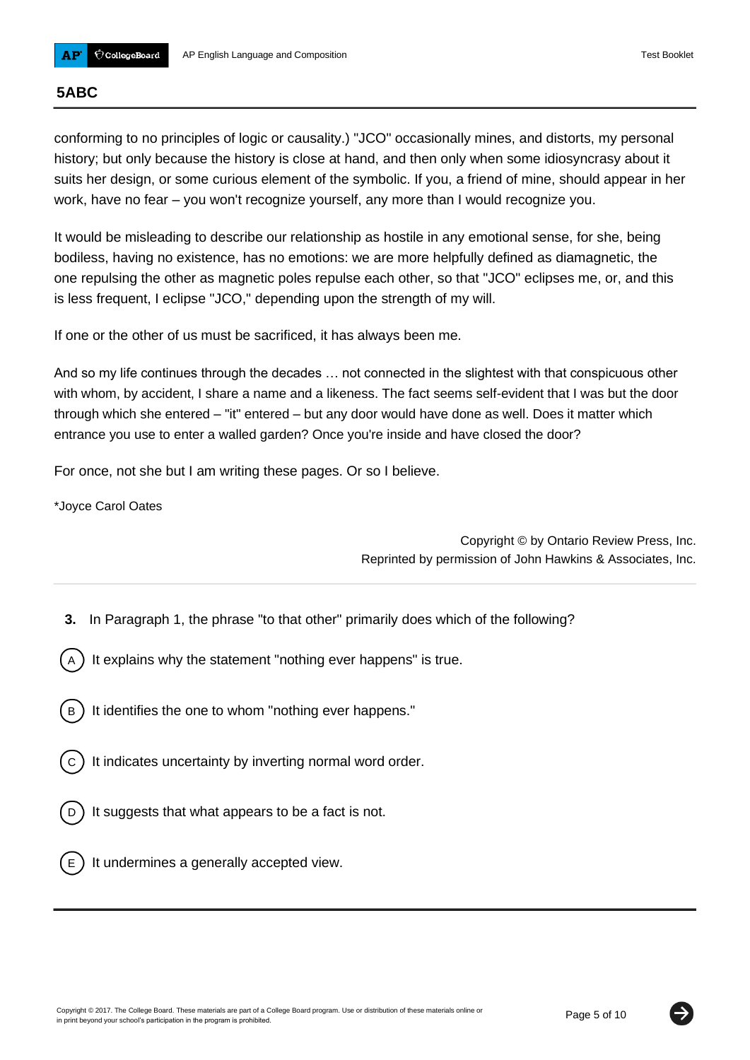## 5ABC

conforming to no principles of logic or causality.) "JCO" occasionally mines, and distorts, my personal history; but only because the history is close at hand, and then only when some idiosyncrasy about it suits her design, or some curious element of the symbolic. If you, a friend of mine, should appear in her work, have no fear – you won't recognize yourself, any more than I would recognize you.

It would be misleading to describe our relationship as hostile in any emotional sense, for she, being bodiless, having no existence, has no emotions: we are more helpfully defined as diamagnetic, the one repulsing the other as magnetic poles repulse each other, so that "JCO" eclipses me, or, and this is less frequent, I eclipse "JCO," depending upon the strength of my will.

If one or the other of us must be sacrificed, it has always been me.

And so my life continues through the decades … not connected in the slightest with that conspicuous other with whom, by accident, I share a name and a likeness. The fact seems self-evident that I was but the door through which she entered – "it" entered – but any door would have done as well. Does it matter which entrance you use to enter a walled garden? Once you're inside and have closed the door?

For once, not she but I am writing these pages. Or so I believe.

*Joyce Carol Oates

Copyright © by Ontario Review Press, Inc.
Reprinted by permission of John Hawkins & Associates, Inc.

---

**3.** In Paragraph 1, the phrase "to that other" primarily does which of the following?

(A) It explains why the statement "nothing ever happens" is true.

(B) It identifies the one to whom "nothing ever happens."

(C) It indicates uncertainty by inverting normal word order.

(D) It suggests that what appears to be a fact is not.

(E) It undermines a generally accepted view.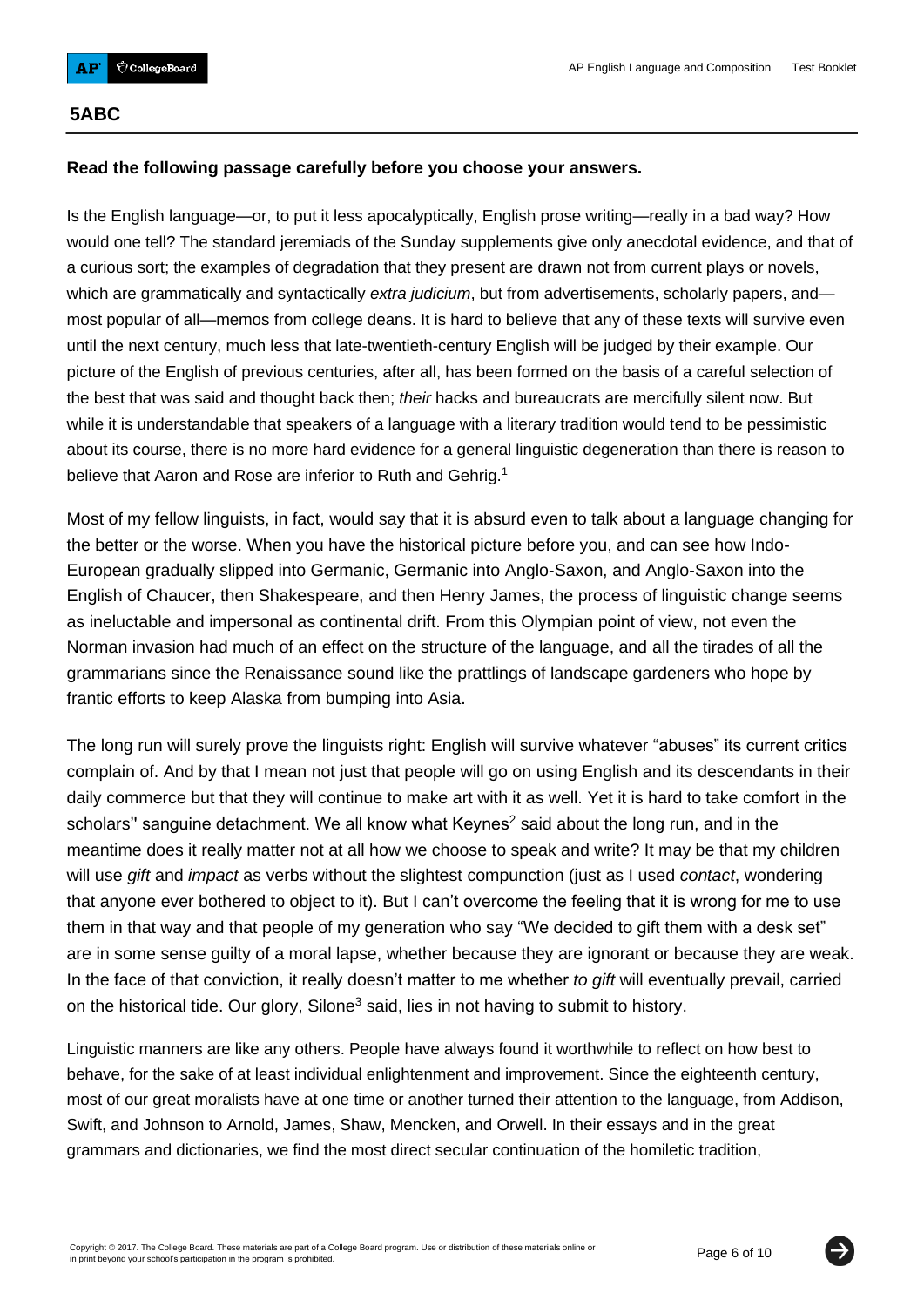**5ABC**

**Read the following passage carefully before you choose your answers.**

Is the English language—or, to put it less apocalyptically, English prose writing—really in a bad way? How would one tell? The standard jeremiads of the Sunday supplements give only anecdotal evidence, and that of a curious sort; the examples of degradation that they present are drawn not from current plays or novels, which are grammatically and syntactically *extra judicium*, but from advertisements, scholarly papers, and—most popular of all—memos from college deans. It is hard to believe that any of these texts will survive even until the next century, much less that late-twentieth-century English will be judged by their example. Our picture of the English of previous centuries, after all, has been formed on the basis of a careful selection of the best that was said and thought back then; *their* hacks and bureaucrats are mercifully silent now. But while it is understandable that speakers of a language with a literary tradition would tend to be pessimistic about its course, there is no more hard evidence for a general linguistic degeneration than there is reason to believe that Aaron and Rose are inferior to Ruth and Gehrig.[1]

Most of my fellow linguists, in fact, would say that it is absurd even to talk about a language changing for the better or the worse. When you have the historical picture before you, and can see how Indo-European gradually slipped into Germanic, Germanic into Anglo-Saxon, and Anglo-Saxon into the English of Chaucer, then Shakespeare, and then Henry James, the process of linguistic change seems as ineluctable and impersonal as continental drift. From this Olympian point of view, not even the Norman invasion had much of an effect on the structure of the language, and all the tirades of all the grammarians since the Renaissance sound like the prattlings of landscape gardeners who hope by frantic efforts to keep Alaska from bumping into Asia.

The long run will surely prove the linguists right: English will survive whatever "abuses" its current critics complain of. And by that I mean not just that people will go on using English and its descendants in their daily commerce but that they will continue to make art with it as well. Yet it is hard to take comfort in the scholars'' sanguine detachment. We all know what Keynes[2] said about the long run, and in the meantime does it really matter not at all how we choose to speak and write? It may be that my children will use *gift* and *impact* as verbs without the slightest compunction (just as I used *contact*, wondering that anyone ever bothered to object to it). But I can't overcome the feeling that it is wrong for me to use them in that way and that people of my generation who say "We decided to gift them with a desk set" are in some sense guilty of a moral lapse, whether because they are ignorant or because they are weak. In the face of that conviction, it really doesn't matter to me whether *to gift* will eventually prevail, carried on the historical tide. Our glory, Silone[3] said, lies in not having to submit to history.

Linguistic manners are like any others. People have always found it worthwhile to reflect on how best to behave, for the sake of at least individual enlightenment and improvement. Since the eighteenth century, most of our great moralists have at one time or another turned their attention to the language, from Addison, Swift, and Johnson to Arnold, James, Shaw, Mencken, and Orwell. In their essays and in the great grammars and dictionaries, we find the most direct secular continuation of the homiletic tradition,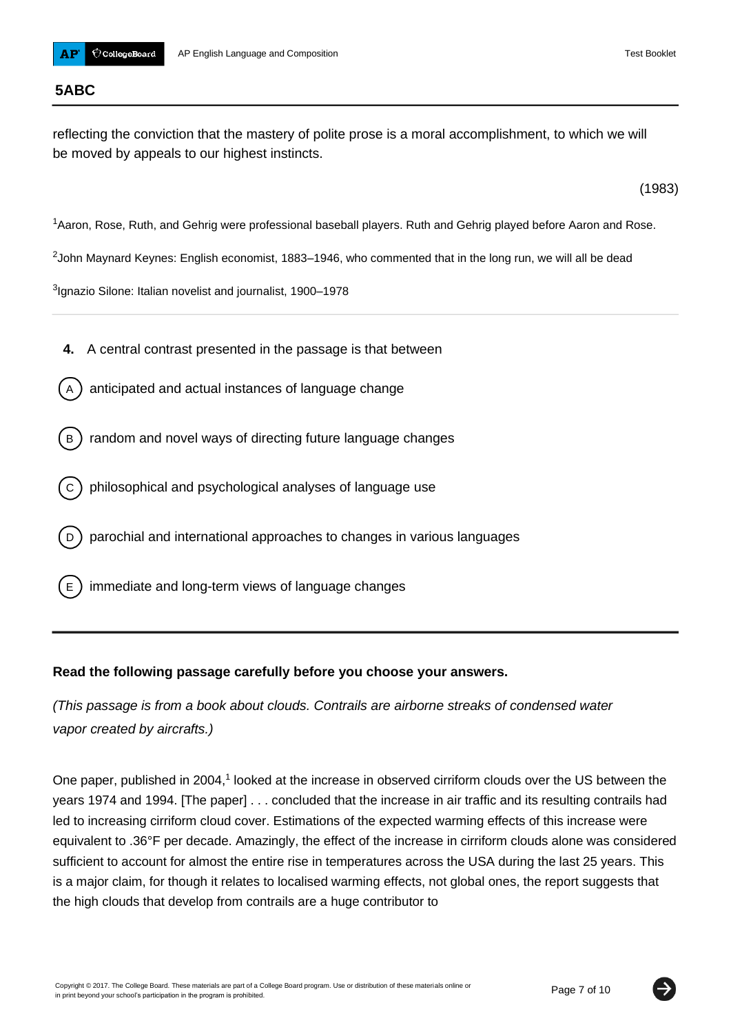## 5ABC

reflecting the conviction that the mastery of polite prose is a moral accomplishment, to which we will be moved by appeals to our highest instincts.

(1983)

[1]Aaron, Rose, Ruth, and Gehrig were professional baseball players. Ruth and Gehrig played before Aaron and Rose.

[2]John Maynard Keynes: English economist, 1883–1946, who commented that in the long run, we will all be dead

[3]Ignazio Silone: Italian novelist and journalist, 1900–1978

---

**4.** A central contrast presented in the passage is that between

(A) anticipated and actual instances of language change

(B) random and novel ways of directing future language changes

(C) philosophical and psychological analyses of language use

(D) parochial and international approaches to changes in various languages

(E) immediate and long-term views of language changes

---

**Read the following passage carefully before you choose your answers.**

*(This passage is from a book about clouds. Contrails are airborne streaks of condensed water vapor created by aircrafts.)*

One paper, published in 2004,[1] looked at the increase in observed cirriform clouds over the US between the years 1974 and 1994. [The paper] . . . concluded that the increase in air traffic and its resulting contrails had led to increasing cirriform cloud cover. Estimations of the expected warming effects of this increase were equivalent to .36°F per decade. Amazingly, the effect of the increase in cirriform clouds alone was considered sufficient to account for almost the entire rise in temperatures across the USA during the last 25 years. This is a major claim, for though it relates to localised warming effects, not global ones, the report suggests that the high clouds that develop from contrails are a huge contributor to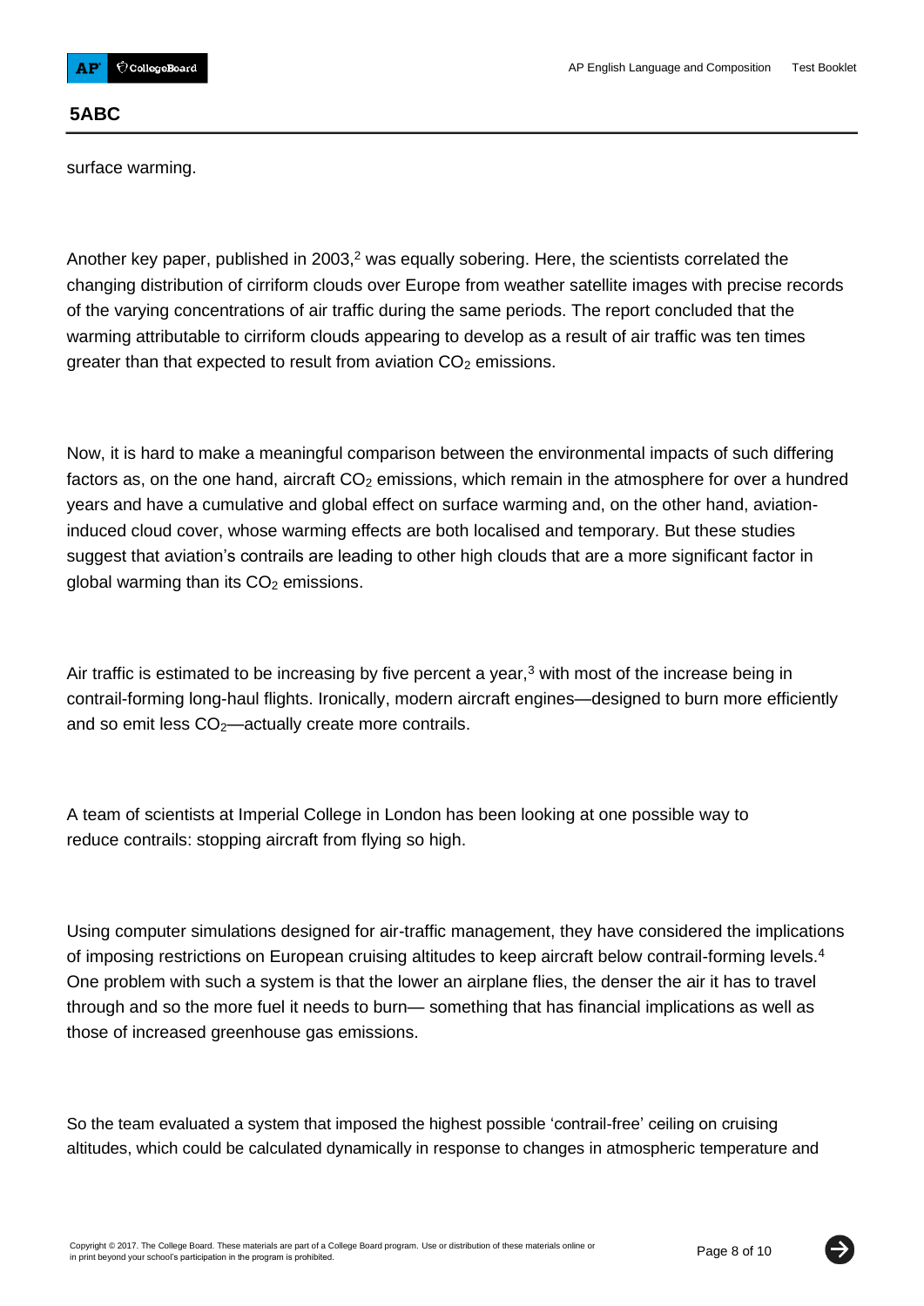surface warming.

Another key paper, published in 2003,[2] was equally sobering. Here, the scientists correlated the changing distribution of cirriform clouds over Europe from weather satellite images with precise records of the varying concentrations of air traffic during the same periods. The report concluded that the warming attributable to cirriform clouds appearing to develop as a result of air traffic was ten times greater than that expected to result from aviation $CO_2$ emissions.

Now, it is hard to make a meaningful comparison between the environmental impacts of such differing factors as, on the one hand, aircraft $CO_2$ emissions, which remain in the atmosphere for over a hundred years and have a cumulative and global effect on surface warming and, on the other hand, aviation-induced cloud cover, whose warming effects are both localised and temporary. But these studies suggest that aviation's contrails are leading to other high clouds that are a more significant factor in global warming than its $CO_2$ emissions.

Air traffic is estimated to be increasing by five percent a year,[3] with most of the increase being in contrail-forming long-haul flights. Ironically, modern aircraft engines—designed to burn more efficiently and so emit less $CO_2$—actually create more contrails.

A team of scientists at Imperial College in London has been looking at one possible way to reduce contrails: stopping aircraft from flying so high.

Using computer simulations designed for air-traffic management, they have considered the implications of imposing restrictions on European cruising altitudes to keep aircraft below contrail-forming levels.[4] One problem with such a system is that the lower an airplane flies, the denser the air it has to travel through and so the more fuel it needs to burn— something that has financial implications as well as those of increased greenhouse gas emissions.

So the team evaluated a system that imposed the highest possible 'contrail-free' ceiling on cruising altitudes, which could be calculated dynamically in response to changes in atmospheric temperature and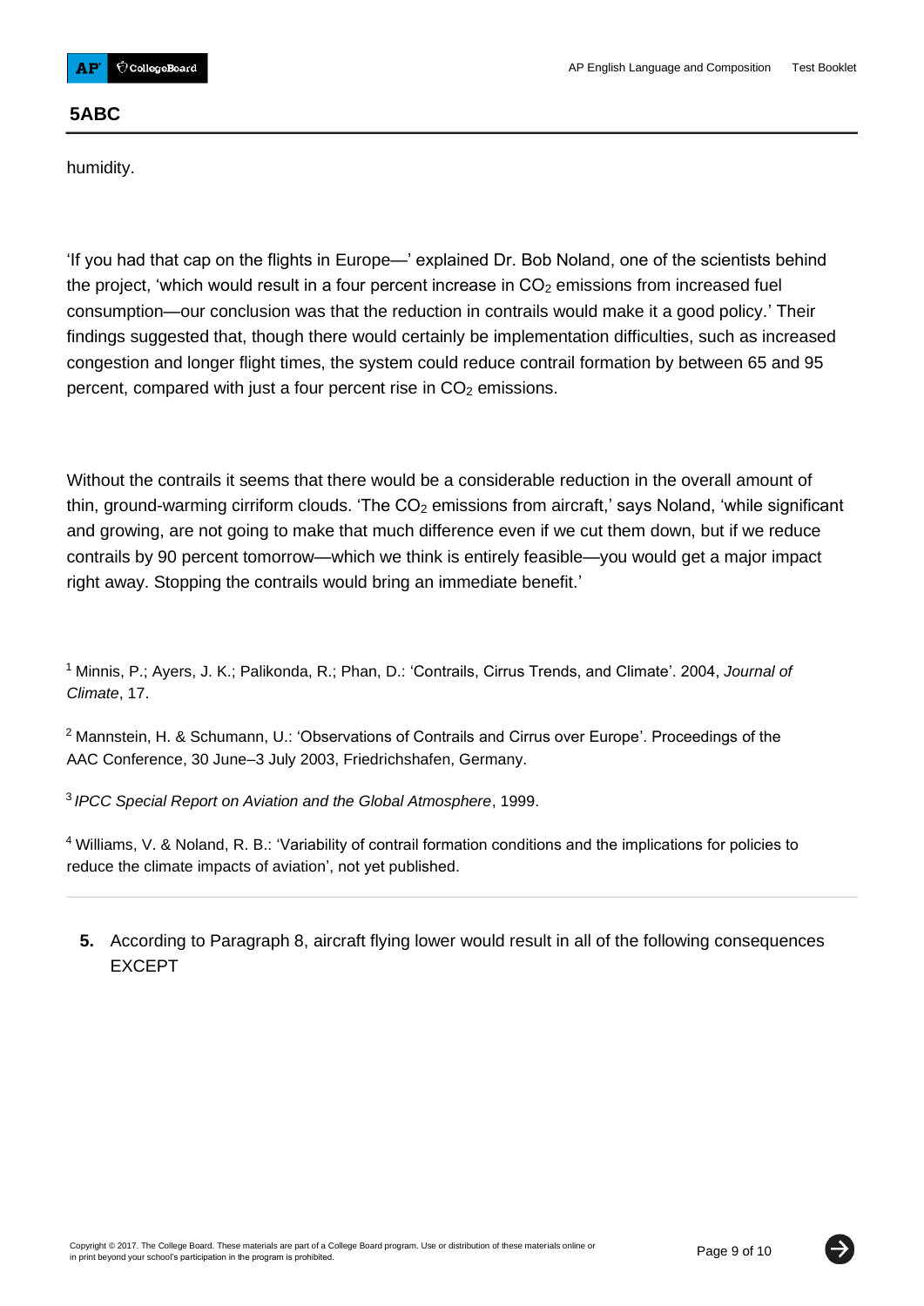humidity.

'If you had that cap on the flights in Europe—' explained Dr. Bob Noland, one of the scientists behind the project, 'which would result in a four percent increase in $CO_2$ emissions from increased fuel consumption—our conclusion was that the reduction in contrails would make it a good policy.' Their findings suggested that, though there would certainly be implementation difficulties, such as increased congestion and longer flight times, the system could reduce contrail formation by between 65 and 95 percent, compared with just a four percent rise in $CO_2$ emissions.

Without the contrails it seems that there would be a considerable reduction in the overall amount of thin, ground-warming cirriform clouds. 'The $CO_2$ emissions from aircraft,' says Noland, 'while significant and growing, are not going to make that much difference even if we cut them down, but if we reduce contrails by 90 percent tomorrow—which we think is entirely feasible—you would get a major impact right away. Stopping the contrails would bring an immediate benefit.'

[1] Minnis, P.; Ayers, J. K.; Palikonda, R.; Phan, D.: 'Contrails, Cirrus Trends, and Climate'. 2004, *Journal of Climate*, 17.

[2] Mannstein, H. & Schumann, U.: 'Observations of Contrails and Cirrus over Europe'. Proceedings of the AAC Conference, 30 June–3 July 2003, Friedrichshafen, Germany.

[3] *IPCC Special Report on Aviation and the Global Atmosphere*, 1999.

[4] Williams, V. & Noland, R. B.: 'Variability of contrail formation conditions and the implications for policies to reduce the climate impacts of aviation', not yet published.

---

**5.** According to Paragraph 8, aircraft flying lower would result in all of the following consequences EXCEPT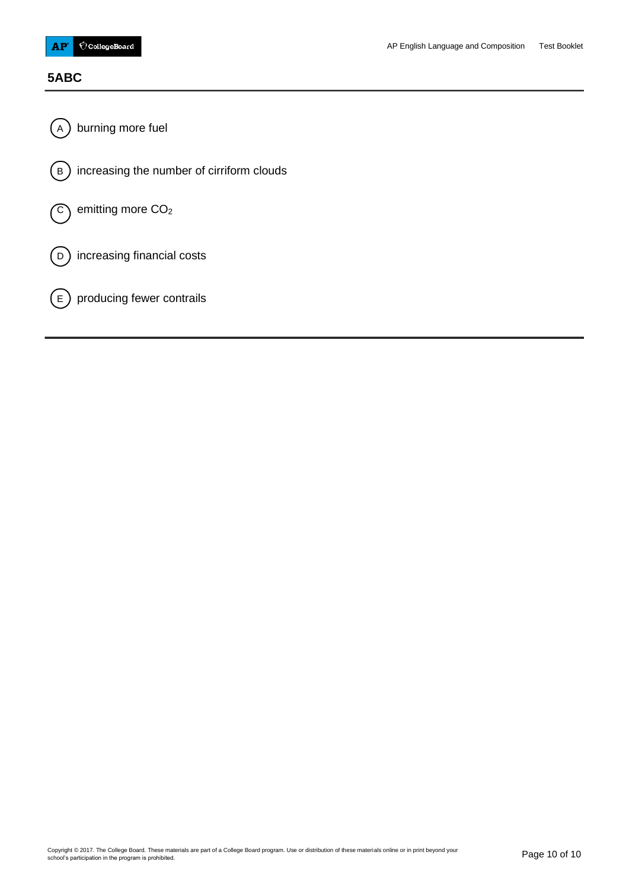**5ABC**

(A) burning more fuel

(B) increasing the number of cirriform clouds

(C) emitting more $CO_2$

(D) increasing financial costs

(E) producing fewer contrails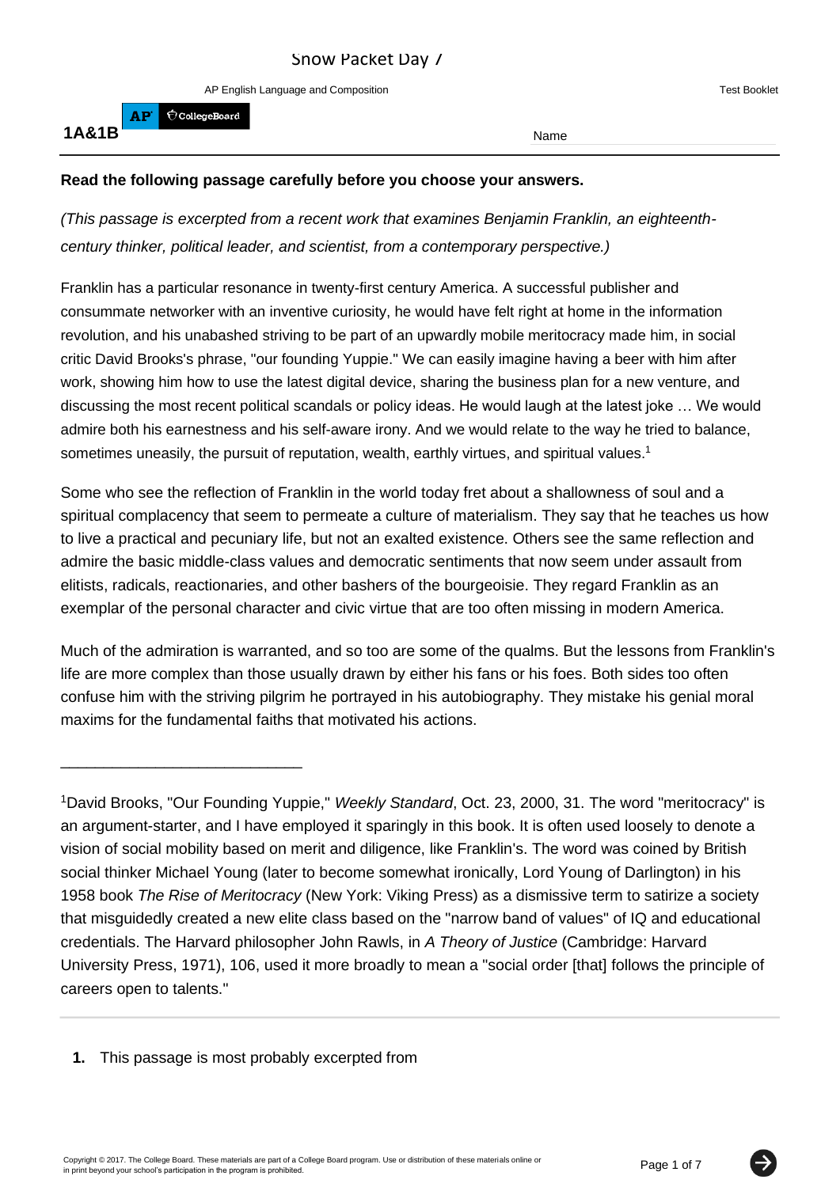Snow Packet Day 7

1A&1B

Name

**Read the following passage carefully before you choose your answers.**

*(This passage is excerpted from a recent work that examines Benjamin Franklin, an eighteenth-century thinker, political leader, and scientist, from a contemporary perspective.)*

Franklin has a particular resonance in twenty-first century America. A successful publisher and consummate networker with an inventive curiosity, he would have felt right at home in the information revolution, and his unabashed striving to be part of an upwardly mobile meritocracy made him, in social critic David Brooks's phrase, "our founding Yuppie." We can easily imagine having a beer with him after work, showing him how to use the latest digital device, sharing the business plan for a new venture, and discussing the most recent political scandals or policy ideas. He would laugh at the latest joke … We would admire both his earnestness and his self-aware irony. And we would relate to the way he tried to balance, sometimes uneasily, the pursuit of reputation, wealth, earthly virtues, and spiritual values.[1]

Some who see the reflection of Franklin in the world today fret about a shallowness of soul and a spiritual complacency that seem to permeate a culture of materialism. They say that he teaches us how to live a practical and pecuniary life, but not an exalted existence. Others see the same reflection and admire the basic middle-class values and democratic sentiments that now seem under assault from elitists, radicals, reactionaries, and other bashers of the bourgeoisie. They regard Franklin as an exemplar of the personal character and civic virtue that are too often missing in modern America.

Much of the admiration is warranted, and so too are some of the qualms. But the lessons from Franklin's life are more complex than those usually drawn by either his fans or his foes. Both sides too often confuse him with the striving pilgrim he portrayed in his autobiography. They mistake his genial moral maxims for the fundamental faiths that motivated his actions.

---

[1]David Brooks, "Our Founding Yuppie," *Weekly Standard*, Oct. 23, 2000, 31. The word "meritocracy" is an argument-starter, and I have employed it sparingly in this book. It is often used loosely to denote a vision of social mobility based on merit and diligence, like Franklin's. The word was coined by British social thinker Michael Young (later to become somewhat ironically, Lord Young of Darlington) in his 1958 book *The Rise of Meritocracy* (New York: Viking Press) as a dismissive term to satirize a society that misguidedly created a new elite class based on the "narrow band of values" of IQ and educational credentials. The Harvard philosopher John Rawls, in *A Theory of Justice* (Cambridge: Harvard University Press, 1971), 106, used it more broadly to mean a "social order [that] follows the principle of careers open to talents."

---

**1.** This passage is most probably excerpted from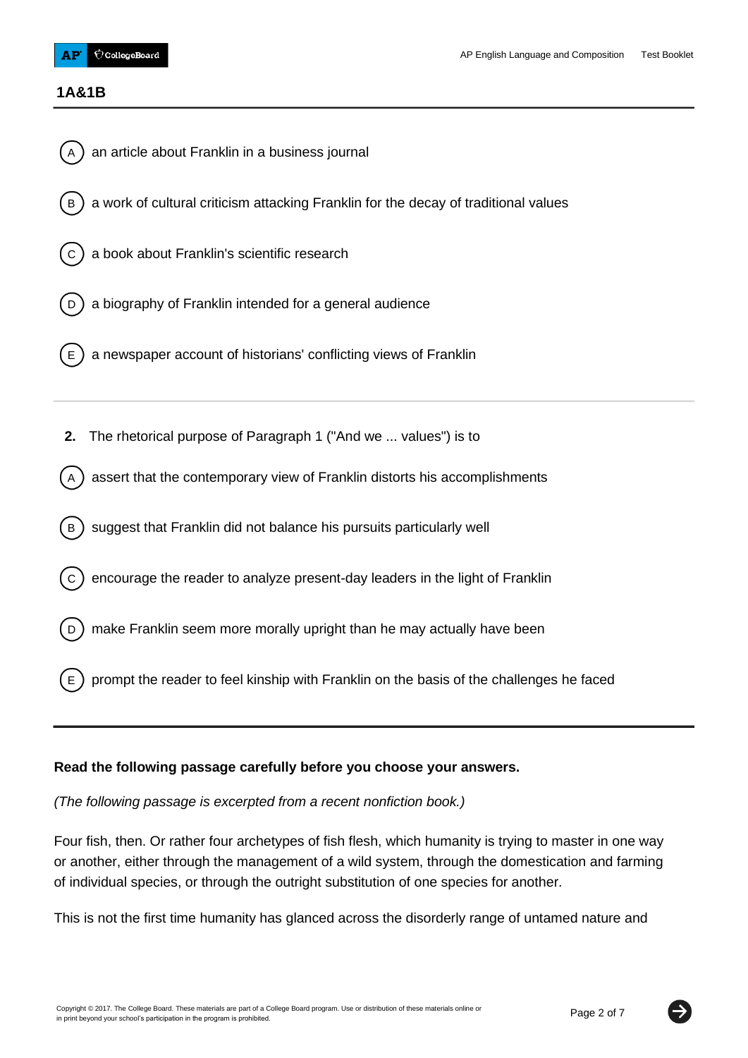## 1A&1B

(A) an article about Franklin in a business journal

(B) a work of cultural criticism attacking Franklin for the decay of traditional values

(C) a book about Franklin's scientific research

(D) a biography of Franklin intended for a general audience

(E) a newspaper account of historians' conflicting views of Franklin

---

**2.** The rhetorical purpose of Paragraph 1 ("And we ... values") is to

(A) assert that the contemporary view of Franklin distorts his accomplishments

(B) suggest that Franklin did not balance his pursuits particularly well

(C) encourage the reader to analyze present-day leaders in the light of Franklin

(D) make Franklin seem more morally upright than he may actually have been

(E) prompt the reader to feel kinship with Franklin on the basis of the challenges he faced

---

**Read the following passage carefully before you choose your answers.**

*(The following passage is excerpted from a recent nonfiction book.)*

Four fish, then. Or rather four archetypes of fish flesh, which humanity is trying to master in one way or another, either through the management of a wild system, through the domestication and farming of individual species, or through the outright substitution of one species for another.

This is not the first time humanity has glanced across the disorderly range of untamed nature and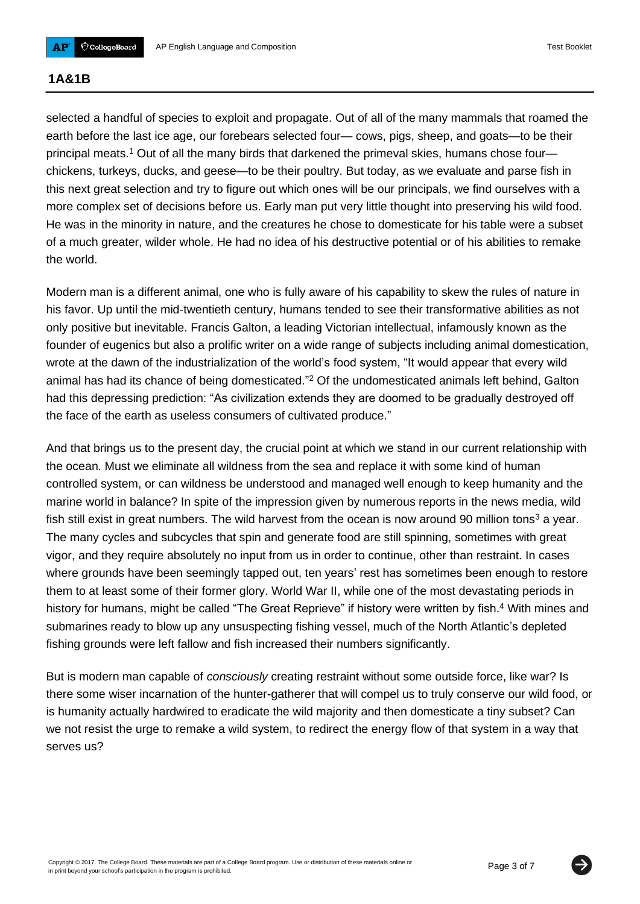## 1A&1B

selected a handful of species to exploit and propagate. Out of all of the many mammals that roamed the earth before the last ice age, our forebears selected four— cows, pigs, sheep, and goats—to be their principal meats.[1] Out of all the many birds that darkened the primeval skies, humans chose four—chickens, turkeys, ducks, and geese—to be their poultry. But today, as we evaluate and parse fish in this next great selection and try to figure out which ones will be our principals, we find ourselves with a more complex set of decisions before us. Early man put very little thought into preserving his wild food. He was in the minority in nature, and the creatures he chose to domesticate for his table were a subset of a much greater, wilder whole. He had no idea of his destructive potential or of his abilities to remake the world.

Modern man is a different animal, one who is fully aware of his capability to skew the rules of nature in his favor. Up until the mid-twentieth century, humans tended to see their transformative abilities as not only positive but inevitable. Francis Galton, a leading Victorian intellectual, infamously known as the founder of eugenics but also a prolific writer on a wide range of subjects including animal domestication, wrote at the dawn of the industrialization of the world's food system, "It would appear that every wild animal has had its chance of being domesticated."[2] Of the undomesticated animals left behind, Galton had this depressing prediction: "As civilization extends they are doomed to be gradually destroyed off the face of the earth as useless consumers of cultivated produce."

And that brings us to the present day, the crucial point at which we stand in our current relationship with the ocean. Must we eliminate all wildness from the sea and replace it with some kind of human controlled system, or can wildness be understood and managed well enough to keep humanity and the marine world in balance? In spite of the impression given by numerous reports in the news media, wild fish still exist in great numbers. The wild harvest from the ocean is now around 90 million tons[3] a year. The many cycles and subcycles that spin and generate food are still spinning, sometimes with great vigor, and they require absolutely no input from us in order to continue, other than restraint. In cases where grounds have been seemingly tapped out, ten years' rest has sometimes been enough to restore them to at least some of their former glory. World War II, while one of the most devastating periods in history for humans, might be called "The Great Reprieve" if history were written by fish.[4] With mines and submarines ready to blow up any unsuspecting fishing vessel, much of the North Atlantic's depleted fishing grounds were left fallow and fish increased their numbers significantly.

But is modern man capable of *consciously* creating restraint without some outside force, like war? Is there some wiser incarnation of the hunter-gatherer that will compel us to truly conserve our wild food, or is humanity actually hardwired to eradicate the wild majority and then domesticate a tiny subset? Can we not resist the urge to remake a wild system, to redirect the energy flow of that system in a way that serves us?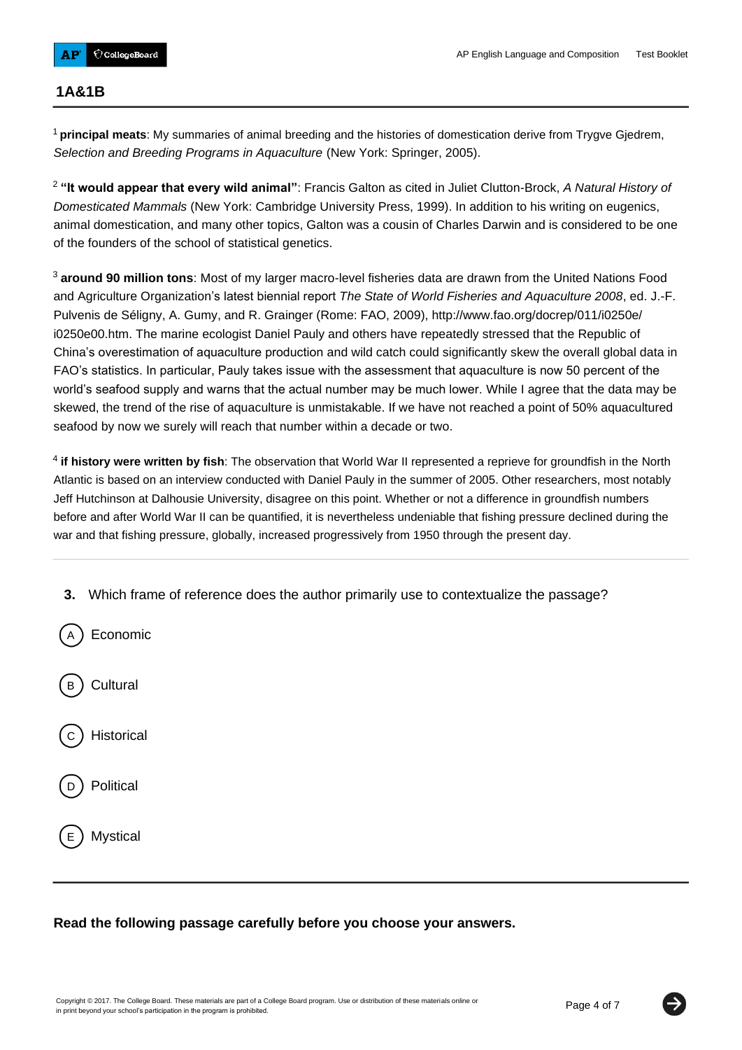## 1A&1B

[1] **principal meats**: My summaries of animal breeding and the histories of domestication derive from Trygve Gjedrem, *Selection and Breeding Programs in Aquaculture* (New York: Springer, 2005).

[2] **"It would appear that every wild animal"**: Francis Galton as cited in Juliet Clutton-Brock, *A Natural History of Domesticated Mammals* (New York: Cambridge University Press, 1999). In addition to his writing on eugenics, animal domestication, and many other topics, Galton was a cousin of Charles Darwin and is considered to be one of the founders of the school of statistical genetics.

[3] **around 90 million tons**: Most of my larger macro-level fisheries data are drawn from the United Nations Food and Agriculture Organization's latest biennial report *The State of World Fisheries and Aquaculture 2008*, ed. J.-F. Pulvenis de Séligny, A. Gumy, and R. Grainger (Rome: FAO, 2009), http://www.fao.org/docrep/011/i0250e/i0250e00.htm. The marine ecologist Daniel Pauly and others have repeatedly stressed that the Republic of China's overestimation of aquaculture production and wild catch could significantly skew the overall global data in FAO's statistics. In particular, Pauly takes issue with the assessment that aquaculture is now 50 percent of the world's seafood supply and warns that the actual number may be much lower. While I agree that the data may be skewed, the trend of the rise of aquaculture is unmistakable. If we have not reached a point of 50% aquacultured seafood by now we surely will reach that number within a decade or two.

[4] **if history were written by fish**: The observation that World War II represented a reprieve for groundfish in the North Atlantic is based on an interview conducted with Daniel Pauly in the summer of 2005. Other researchers, most notably Jeff Hutchinson at Dalhousie University, disagree on this point. Whether or not a difference in groundfish numbers before and after World War II can be quantified, it is nevertheless undeniable that fishing pressure declined during the war and that fishing pressure, globally, increased progressively from 1950 through the present day.

---

**3.** Which frame of reference does the author primarily use to contextualize the passage?

(A) Economic

(B) Cultural

(C) Historical

(D) Political

(E) Mystical

---

**Read the following passage carefully before you choose your answers.**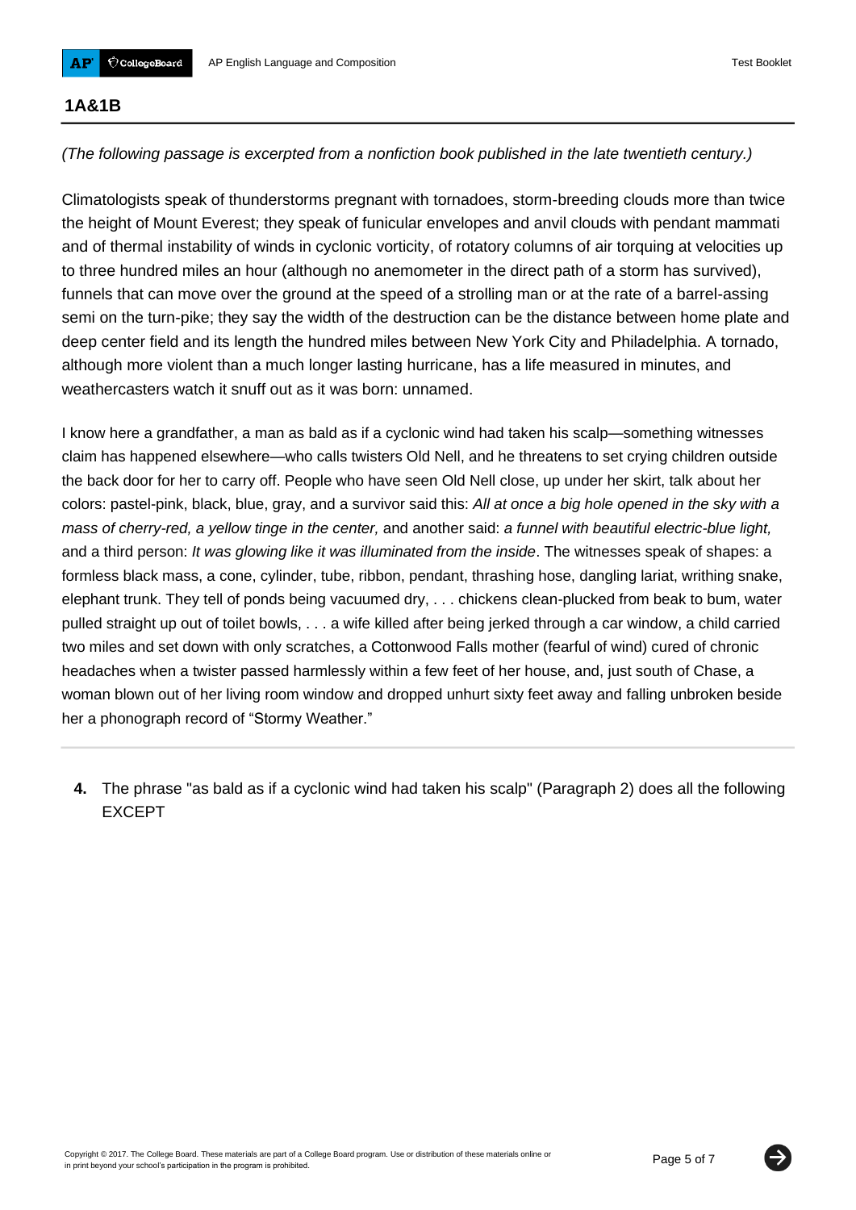## 1A&1B

*(The following passage is excerpted from a nonfiction book published in the late twentieth century.)*

Climatologists speak of thunderstorms pregnant with tornadoes, storm-breeding clouds more than twice the height of Mount Everest; they speak of funicular envelopes and anvil clouds with pendant mammati and of thermal instability of winds in cyclonic vorticity, of rotatory columns of air torquing at velocities up to three hundred miles an hour (although no anemometer in the direct path of a storm has survived), funnels that can move over the ground at the speed of a strolling man or at the rate of a barrel-assing semi on the turn-pike; they say the width of the destruction can be the distance between home plate and deep center field and its length the hundred miles between New York City and Philadelphia. A tornado, although more violent than a much longer lasting hurricane, has a life measured in minutes, and weathercasters watch it snuff out as it was born: unnamed.

I know here a grandfather, a man as bald as if a cyclonic wind had taken his scalp—something witnesses claim has happened elsewhere—who calls twisters Old Nell, and he threatens to set crying children outside the back door for her to carry off. People who have seen Old Nell close, up under her skirt, talk about her colors: pastel-pink, black, blue, gray, and a survivor said this: *All at once a big hole opened in the sky with a mass of cherry-red, a yellow tinge in the center,* and another said: *a funnel with beautiful electric-blue light,* and a third person: *It was glowing like it was illuminated from the inside*. The witnesses speak of shapes: a formless black mass, a cone, cylinder, tube, ribbon, pendant, thrashing hose, dangling lariat, writhing snake, elephant trunk. They tell of ponds being vacuumed dry, . . . chickens clean-plucked from beak to bum, water pulled straight up out of toilet bowls, . . . a wife killed after being jerked through a car window, a child carried two miles and set down with only scratches, a Cottonwood Falls mother (fearful of wind) cured of chronic headaches when a twister passed harmlessly within a few feet of her house, and, just south of Chase, a woman blown out of her living room window and dropped unhurt sixty feet away and falling unbroken beside her a phonograph record of "Stormy Weather."

---

**4.** The phrase "as bald as if a cyclonic wind had taken his scalp" (Paragraph 2) does all the following EXCEPT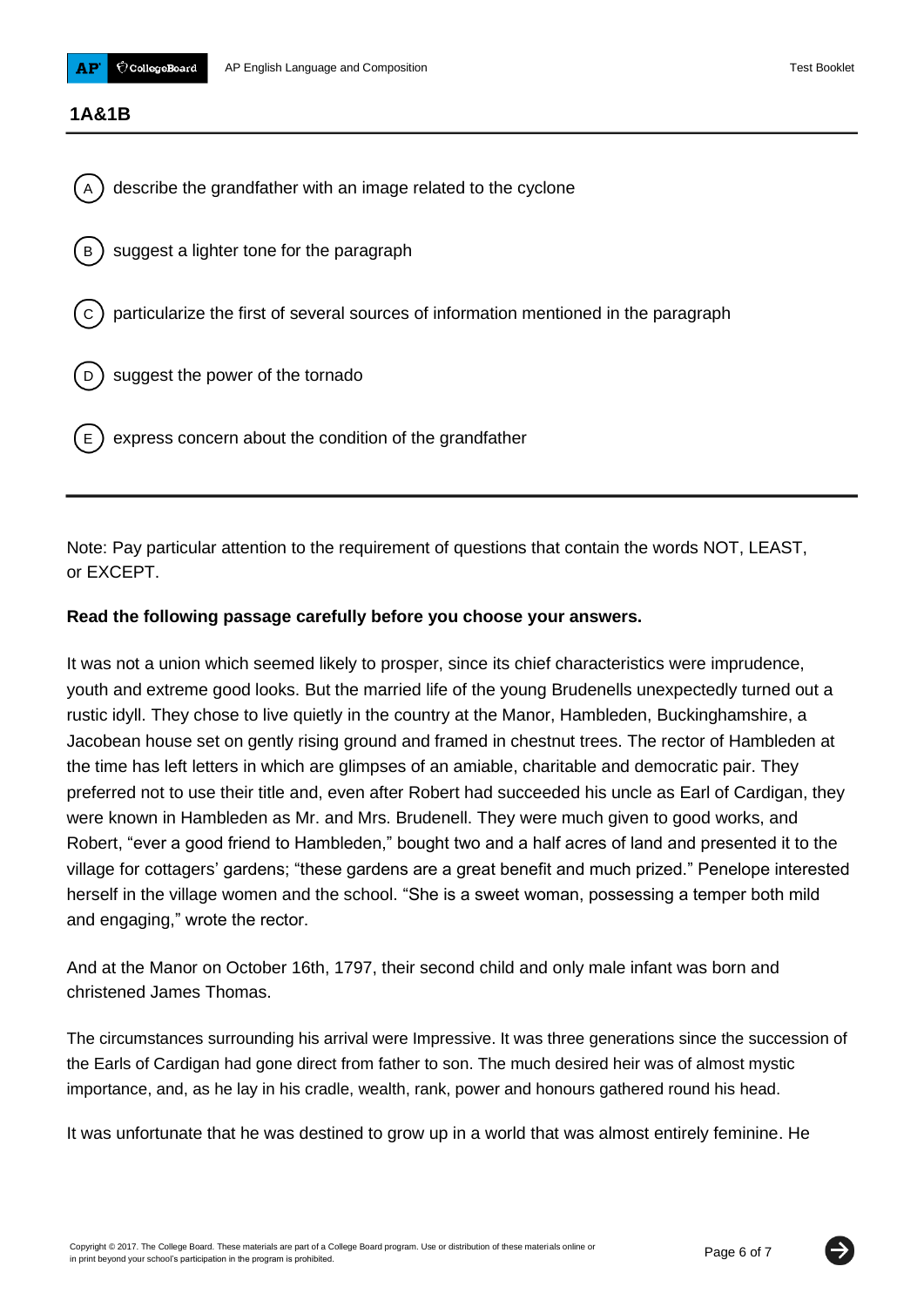## 1A&1B

(A) describe the grandfather with an image related to the cyclone

(B) suggest a lighter tone for the paragraph

(C) particularize the first of several sources of information mentioned in the paragraph

(D) suggest the power of the tornado

(E) express concern about the condition of the grandfather

---

Note: Pay particular attention to the requirement of questions that contain the words NOT, LEAST, or EXCEPT.

**Read the following passage carefully before you choose your answers.**

It was not a union which seemed likely to prosper, since its chief characteristics were imprudence, youth and extreme good looks. But the married life of the young Brudenells unexpectedly turned out a rustic idyll. They chose to live quietly in the country at the Manor, Hambleden, Buckinghamshire, a Jacobean house set on gently rising ground and framed in chestnut trees. The rector of Hambleden at the time has left letters in which are glimpses of an amiable, charitable and democratic pair. They preferred not to use their title and, even after Robert had succeeded his uncle as Earl of Cardigan, they were known in Hambleden as Mr. and Mrs. Brudenell. They were much given to good works, and Robert, "ever a good friend to Hambleden," bought two and a half acres of land and presented it to the village for cottagers' gardens; "these gardens are a great benefit and much prized." Penelope interested herself in the village women and the school. "She is a sweet woman, possessing a temper both mild and engaging," wrote the rector.

And at the Manor on October 16th, 1797, their second child and only male infant was born and christened James Thomas.

The circumstances surrounding his arrival were Impressive. It was three generations since the succession of the Earls of Cardigan had gone direct from father to son. The much desired heir was of almost mystic importance, and, as he lay in his cradle, wealth, rank, power and honours gathered round his head.

It was unfortunate that he was destined to grow up in a world that was almost entirely feminine. He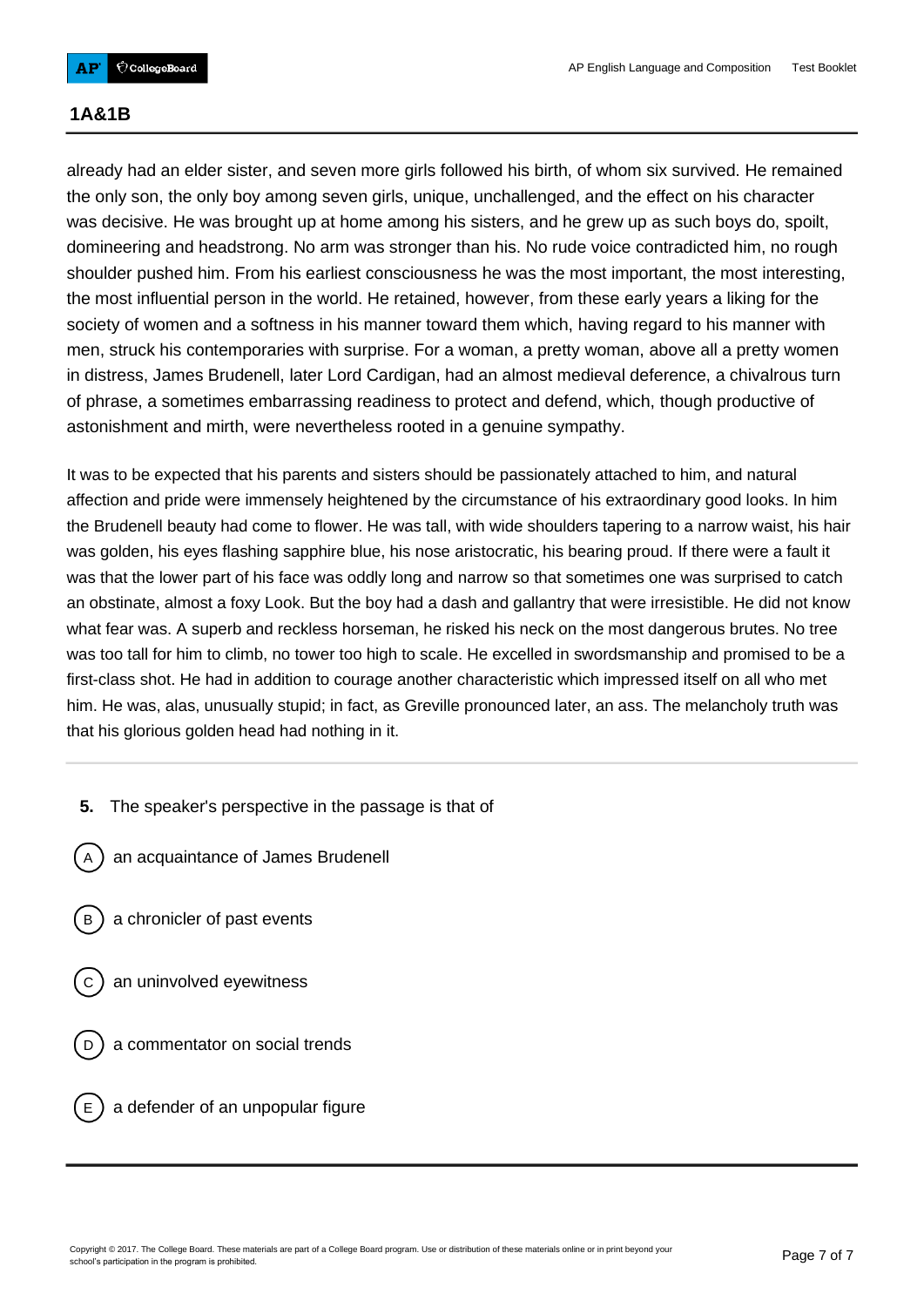## 1A&1B

already had an elder sister, and seven more girls followed his birth, of whom six survived. He remained the only son, the only boy among seven girls, unique, unchallenged, and the effect on his character was decisive. He was brought up at home among his sisters, and he grew up as such boys do, spoilt, domineering and headstrong. No arm was stronger than his. No rude voice contradicted him, no rough shoulder pushed him. From his earliest consciousness he was the most important, the most interesting, the most influential person in the world. He retained, however, from these early years a liking for the society of women and a softness in his manner toward them which, having regard to his manner with men, struck his contemporaries with surprise. For a woman, a pretty woman, above all a pretty women in distress, James Brudenell, later Lord Cardigan, had an almost medieval deference, a chivalrous turn of phrase, a sometimes embarrassing readiness to protect and defend, which, though productive of astonishment and mirth, were nevertheless rooted in a genuine sympathy.

It was to be expected that his parents and sisters should be passionately attached to him, and natural affection and pride were immensely heightened by the circumstance of his extraordinary good looks. In him the Brudenell beauty had come to flower. He was tall, with wide shoulders tapering to a narrow waist, his hair was golden, his eyes flashing sapphire blue, his nose aristocratic, his bearing proud. If there were a fault it was that the lower part of his face was oddly long and narrow so that sometimes one was surprised to catch an obstinate, almost a foxy Look. But the boy had a dash and gallantry that were irresistible. He did not know what fear was. A superb and reckless horseman, he risked his neck on the most dangerous brutes. No tree was too tall for him to climb, no tower too high to scale. He excelled in swordsmanship and promised to be a first-class shot. He had in addition to courage another characteristic which impressed itself on all who met him. He was, alas, unusually stupid; in fact, as Greville pronounced later, an ass. The melancholy truth was that his glorious golden head had nothing in it.

---

**5.** The speaker's perspective in the passage is that of

- (A) an acquaintance of James Brudenell
- (B) a chronicler of past events
- (C) an uninvolved eyewitness
- (D) a commentator on social trends
- (E) a defender of an unpopular figure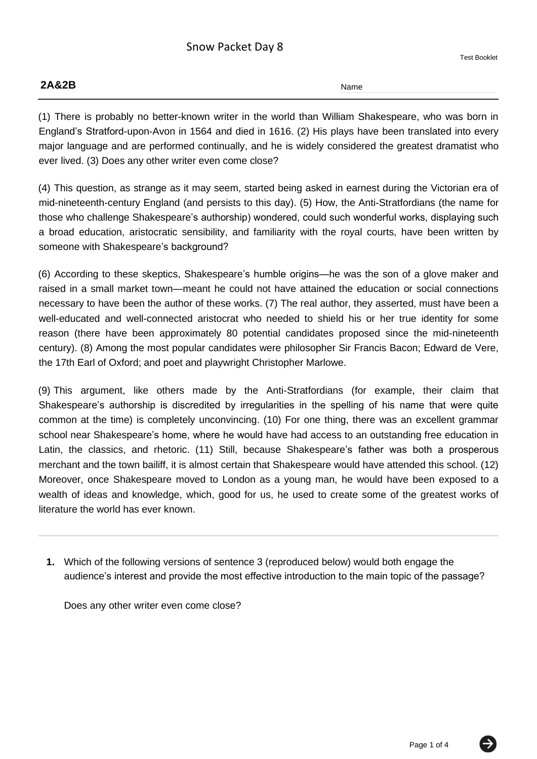# Snow Packet Day 8

Test Booklet

**2A&2B**

Name

(1) There is probably no better-known writer in the world than William Shakespeare, who was born in England's Stratford-upon-Avon in 1564 and died in 1616. (2) His plays have been translated into every major language and are performed continually, and he is widely considered the greatest dramatist who ever lived. (3) Does any other writer even come close?

(4) This question, as strange as it may seem, started being asked in earnest during the Victorian era of mid-nineteenth-century England (and persists to this day). (5) How, the Anti-Stratfordians (the name for those who challenge Shakespeare's authorship) wondered, could such wonderful works, displaying such a broad education, aristocratic sensibility, and familiarity with the royal courts, have been written by someone with Shakespeare's background?

(6) According to these skeptics, Shakespeare's humble origins—he was the son of a glove maker and raised in a small market town—meant he could not have attained the education or social connections necessary to have been the author of these works. (7) The real author, they asserted, must have been a well-educated and well-connected aristocrat who needed to shield his or her true identity for some reason (there have been approximately 80 potential candidates proposed since the mid-nineteenth century). (8) Among the most popular candidates were philosopher Sir Francis Bacon; Edward de Vere, the 17th Earl of Oxford; and poet and playwright Christopher Marlowe.

(9) This argument, like others made by the Anti-Stratfordians (for example, their claim that Shakespeare's authorship is discredited by irregularities in the spelling of his name that were quite common at the time) is completely unconvincing. (10) For one thing, there was an excellent grammar school near Shakespeare's home, where he would have had access to an outstanding free education in Latin, the classics, and rhetoric. (11) Still, because Shakespeare's father was both a prosperous merchant and the town bailiff, it is almost certain that Shakespeare would have attended this school. (12) Moreover, once Shakespeare moved to London as a young man, he would have been exposed to a wealth of ideas and knowledge, which, good for us, he used to create some of the greatest works of literature the world has ever known.

---

**1.** Which of the following versions of sentence 3 (reproduced below) would both engage the audience's interest and provide the most effective introduction to the main topic of the passage?

Does any other writer even come close?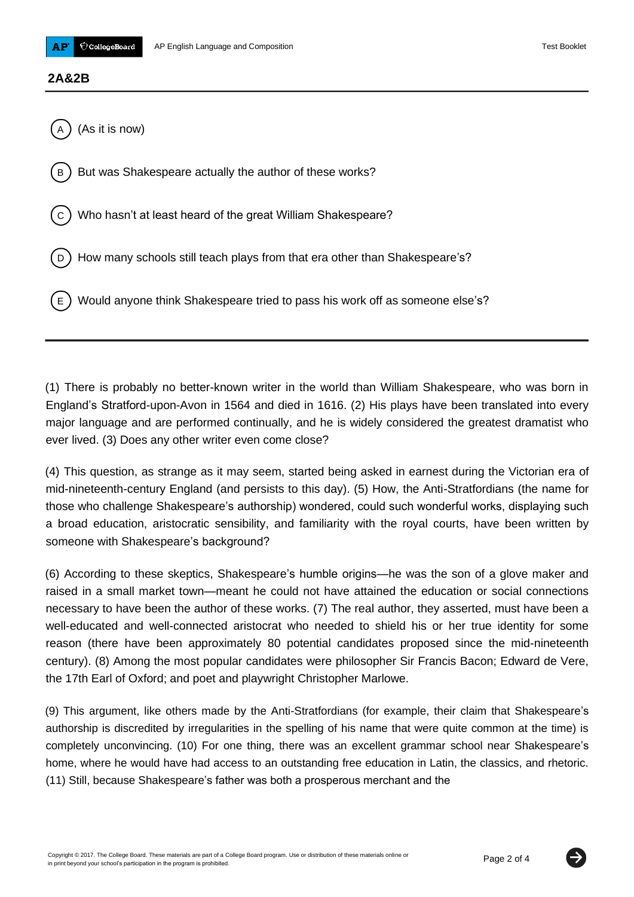## 2A&2B

Ⓐ (As it is now)

Ⓑ But was Shakespeare actually the author of these works?

Ⓒ Who hasn't at least heard of the great William Shakespeare?

Ⓓ How many schools still teach plays from that era other than Shakespeare's?

Ⓔ Would anyone think Shakespeare tried to pass his work off as someone else's?

---

(1) There is probably no better-known writer in the world than William Shakespeare, who was born in England's Stratford-upon-Avon in 1564 and died in 1616. (2) His plays have been translated into every major language and are performed continually, and he is widely considered the greatest dramatist who ever lived. (3) Does any other writer even come close?

(4) This question, as strange as it may seem, started being asked in earnest during the Victorian era of mid-nineteenth-century England (and persists to this day). (5) How, the Anti-Stratfordians (the name for those who challenge Shakespeare's authorship) wondered, could such wonderful works, displaying such a broad education, aristocratic sensibility, and familiarity with the royal courts, have been written by someone with Shakespeare's background?

(6) According to these skeptics, Shakespeare's humble origins—he was the son of a glove maker and raised in a small market town—meant he could not have attained the education or social connections necessary to have been the author of these works. (7) The real author, they asserted, must have been a well-educated and well-connected aristocrat who needed to shield his or her true identity for some reason (there have been approximately 80 potential candidates proposed since the mid-nineteenth century). (8) Among the most popular candidates were philosopher Sir Francis Bacon; Edward de Vere, the 17th Earl of Oxford; and poet and playwright Christopher Marlowe.

(9) This argument, like others made by the Anti-Stratfordians (for example, their claim that Shakespeare's authorship is discredited by irregularities in the spelling of his name that were quite common at the time) is completely unconvincing. (10) For one thing, there was an excellent grammar school near Shakespeare's home, where he would have had access to an outstanding free education in Latin, the classics, and rhetoric. (11) Still, because Shakespeare's father was both a prosperous merchant and the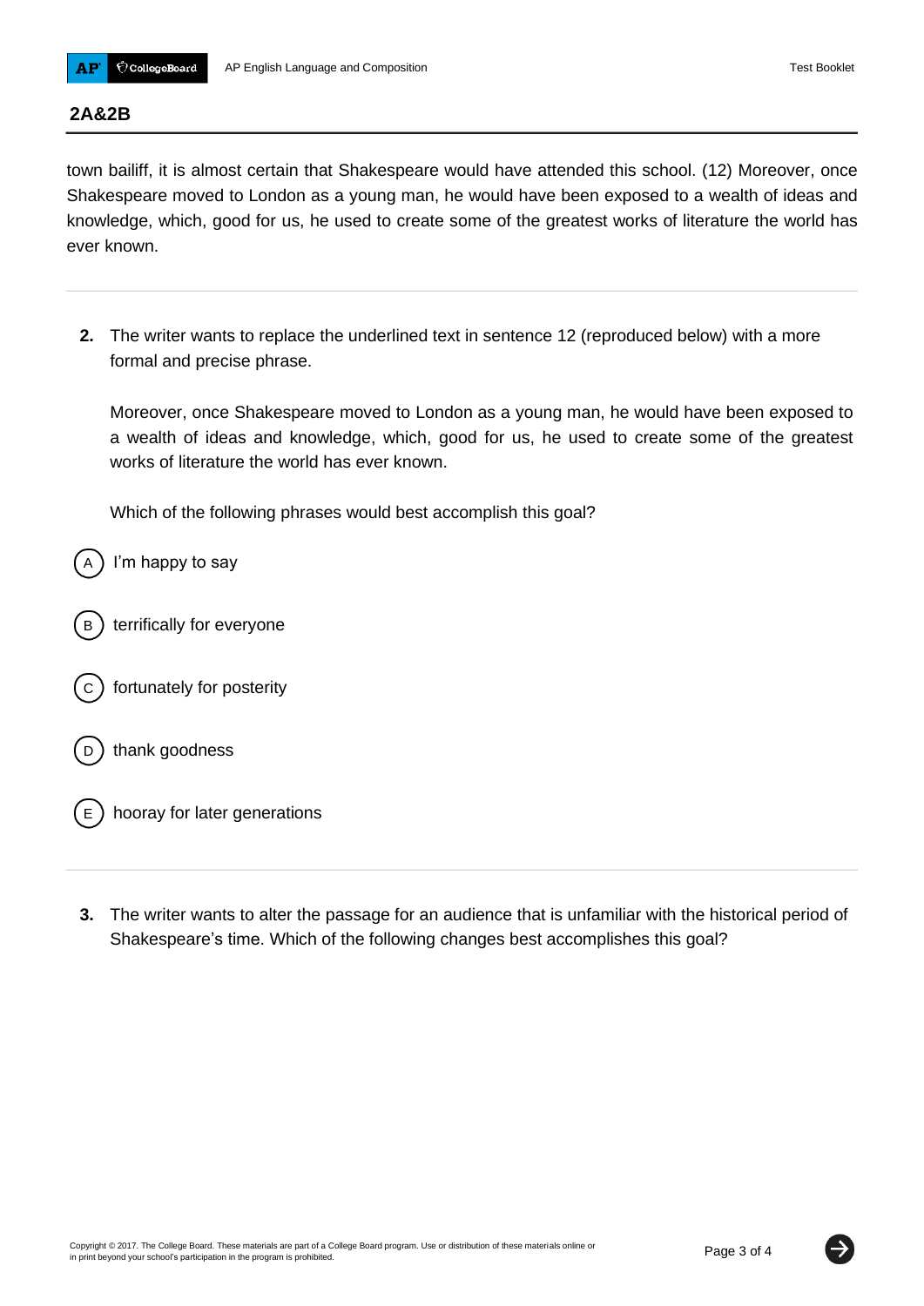## 2A&2B

town bailiff, it is almost certain that Shakespeare would have attended this school. (12) Moreover, once Shakespeare moved to London as a young man, he would have been exposed to a wealth of ideas and knowledge, which, good for us, he used to create some of the greatest works of literature the world has ever known.

---

**2.** The writer wants to replace the underlined text in sentence 12 (reproduced below) with a more formal and precise phrase.

Moreover, once Shakespeare moved to London as a young man, he would have been exposed to a wealth of ideas and knowledge, which, good for us, he used to create some of the greatest works of literature the world has ever known.

Which of the following phrases would best accomplish this goal?

(A) I'm happy to say

(B) terrifically for everyone

(C) fortunately for posterity

(D) thank goodness

(E) hooray for later generations

---

**3.** The writer wants to alter the passage for an audience that is unfamiliar with the historical period of Shakespeare's time. Which of the following changes best accomplishes this goal?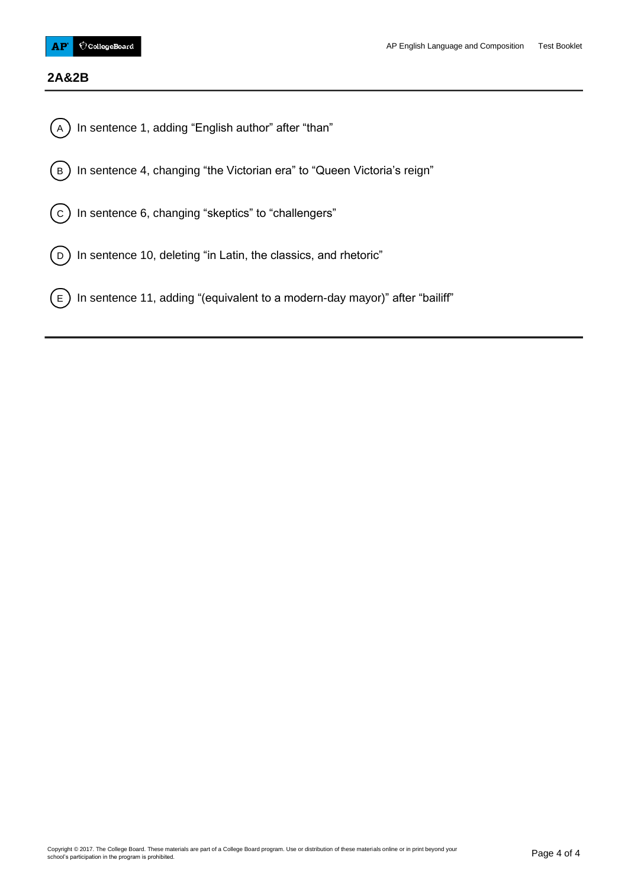## 2A&2B

(A) In sentence 1, adding "English author" after "than"

(B) In sentence 4, changing "the Victorian era" to "Queen Victoria's reign"

(C) In sentence 6, changing "skeptics" to "challengers"

(D) In sentence 10, deleting "in Latin, the classics, and rhetoric"

(E) In sentence 11, adding "(equivalent to a modern-day mayor)" after "bailiff"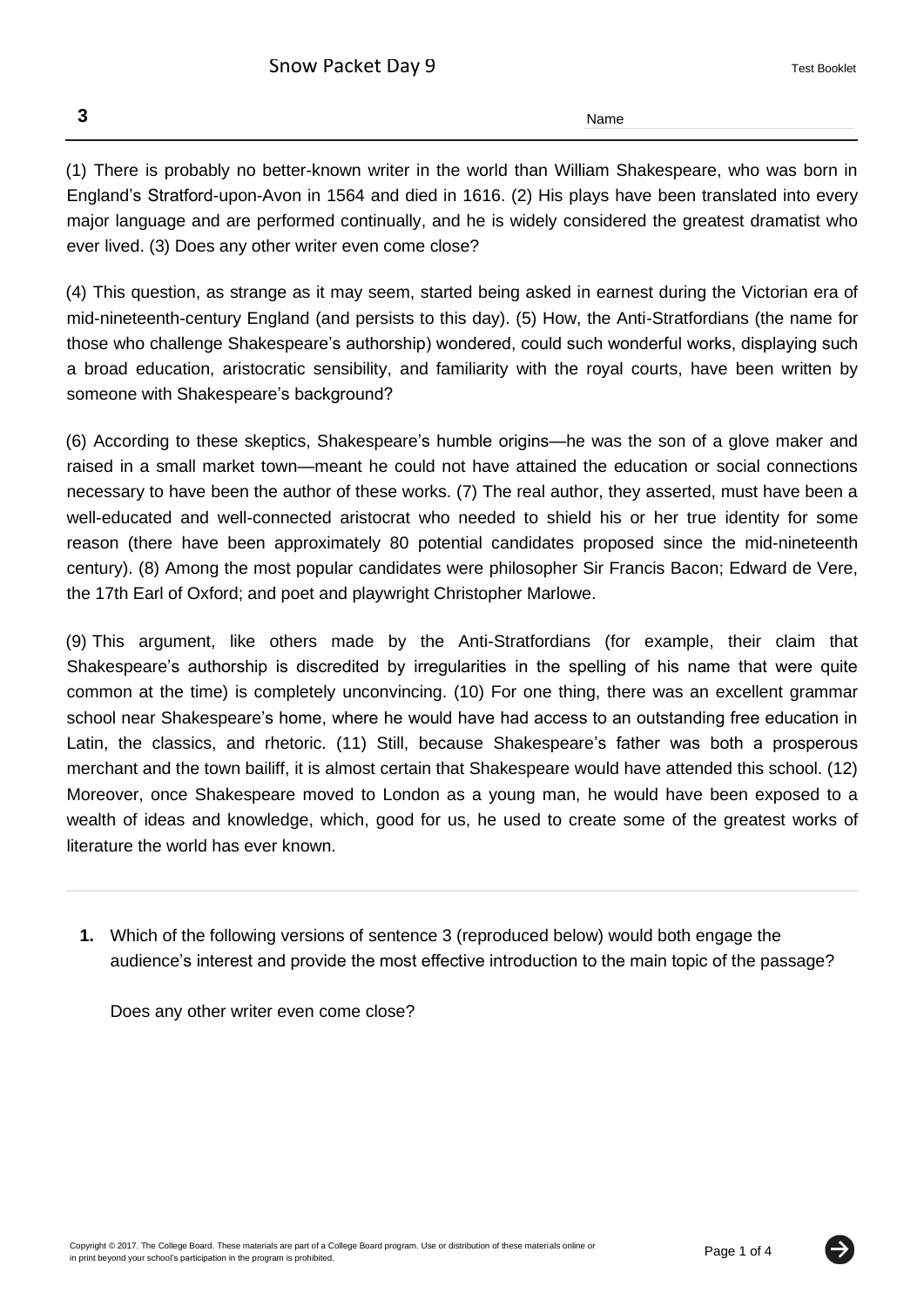**3**

Name

(1) There is probably no better-known writer in the world than William Shakespeare, who was born in England's Stratford-upon-Avon in 1564 and died in 1616. (2) His plays have been translated into every major language and are performed continually, and he is widely considered the greatest dramatist who ever lived. (3) Does any other writer even come close?

(4) This question, as strange as it may seem, started being asked in earnest during the Victorian era of mid-nineteenth-century England (and persists to this day). (5) How, the Anti-Stratfordians (the name for those who challenge Shakespeare's authorship) wondered, could such wonderful works, displaying such a broad education, aristocratic sensibility, and familiarity with the royal courts, have been written by someone with Shakespeare's background?

(6) According to these skeptics, Shakespeare's humble origins—he was the son of a glove maker and raised in a small market town—meant he could not have attained the education or social connections necessary to have been the author of these works. (7) The real author, they asserted, must have been a well-educated and well-connected aristocrat who needed to shield his or her true identity for some reason (there have been approximately 80 potential candidates proposed since the mid-nineteenth century). (8) Among the most popular candidates were philosopher Sir Francis Bacon; Edward de Vere, the 17th Earl of Oxford; and poet and playwright Christopher Marlowe.

(9) This argument, like others made by the Anti-Stratfordians (for example, their claim that Shakespeare's authorship is discredited by irregularities in the spelling of his name that were quite common at the time) is completely unconvincing. (10) For one thing, there was an excellent grammar school near Shakespeare's home, where he would have had access to an outstanding free education in Latin, the classics, and rhetoric. (11) Still, because Shakespeare's father was both a prosperous merchant and the town bailiff, it is almost certain that Shakespeare would have attended this school. (12) Moreover, once Shakespeare moved to London as a young man, he would have been exposed to a wealth of ideas and knowledge, which, good for us, he used to create some of the greatest works of literature the world has ever known.

---

**1.** Which of the following versions of sentence 3 (reproduced below) would both engage the audience's interest and provide the most effective introduction to the main topic of the passage?

Does any other writer even come close?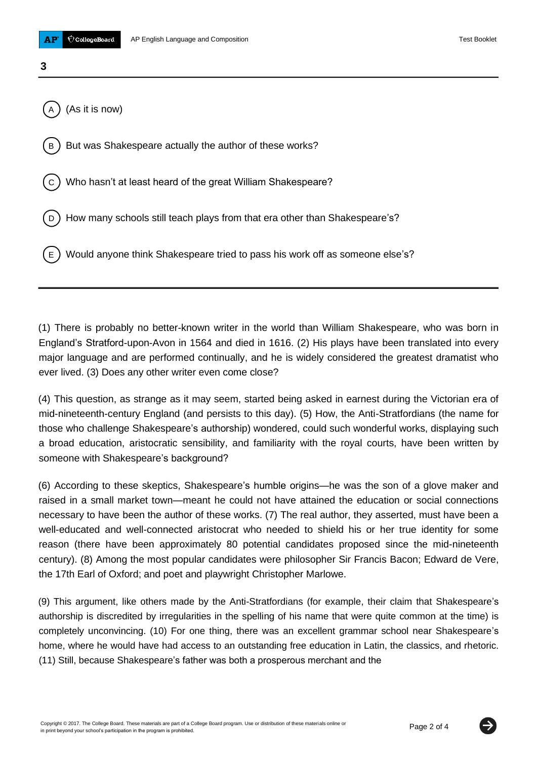3

(A) (As it is now)

(B) But was Shakespeare actually the author of these works?

(C) Who hasn't at least heard of the great William Shakespeare?

(D) How many schools still teach plays from that era other than Shakespeare's?

(E) Would anyone think Shakespeare tried to pass his work off as someone else's?

---

(1) There is probably no better-known writer in the world than William Shakespeare, who was born in England's Stratford-upon-Avon in 1564 and died in 1616. (2) His plays have been translated into every major language and are performed continually, and he is widely considered the greatest dramatist who ever lived. (3) Does any other writer even come close?

(4) This question, as strange as it may seem, started being asked in earnest during the Victorian era of mid-nineteenth-century England (and persists to this day). (5) How, the Anti-Stratfordians (the name for those who challenge Shakespeare's authorship) wondered, could such wonderful works, displaying such a broad education, aristocratic sensibility, and familiarity with the royal courts, have been written by someone with Shakespeare's background?

(6) According to these skeptics, Shakespeare's humble origins—he was the son of a glove maker and raised in a small market town—meant he could not have attained the education or social connections necessary to have been the author of these works. (7) The real author, they asserted, must have been a well-educated and well-connected aristocrat who needed to shield his or her true identity for some reason (there have been approximately 80 potential candidates proposed since the mid-nineteenth century). (8) Among the most popular candidates were philosopher Sir Francis Bacon; Edward de Vere, the 17th Earl of Oxford; and poet and playwright Christopher Marlowe.

(9) This argument, like others made by the Anti-Stratfordians (for example, their claim that Shakespeare's authorship is discredited by irregularities in the spelling of his name that were quite common at the time) is completely unconvincing. (10) For one thing, there was an excellent grammar school near Shakespeare's home, where he would have had access to an outstanding free education in Latin, the classics, and rhetoric. (11) Still, because Shakespeare's father was both a prosperous merchant and the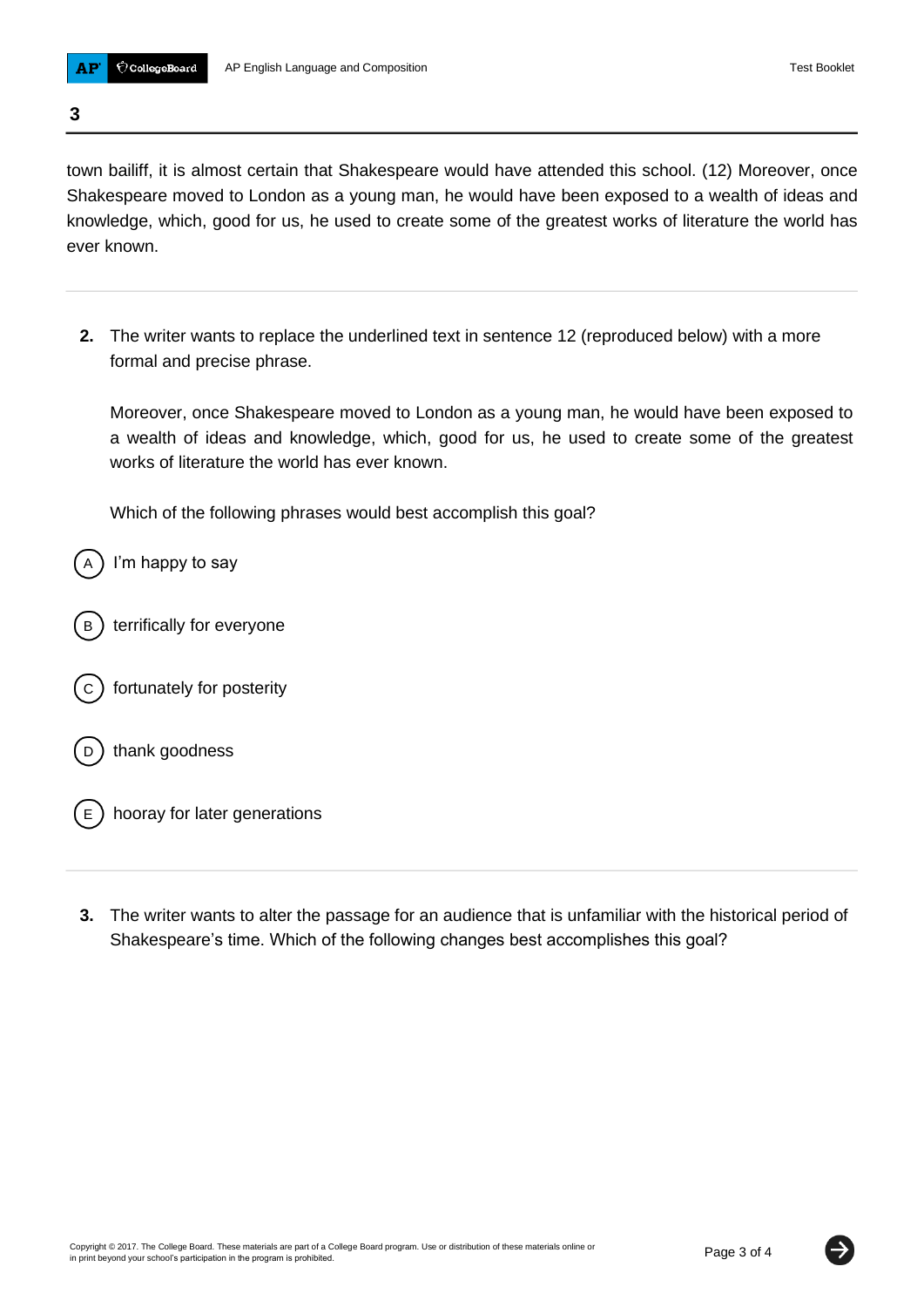town bailiff, it is almost certain that Shakespeare would have attended this school. (12) Moreover, once Shakespeare moved to London as a young man, he would have been exposed to a wealth of ideas and knowledge, which, good for us, he used to create some of the greatest works of literature the world has ever known.

---

**2.** The writer wants to replace the underlined text in sentence 12 (reproduced below) with a more formal and precise phrase.

Moreover, once Shakespeare moved to London as a young man, he would have been exposed to a wealth of ideas and knowledge, which, good for us, he used to create some of the greatest works of literature the world has ever known.

Which of the following phrases would best accomplish this goal?

(A) I'm happy to say

(B) terrifically for everyone

(C) fortunately for posterity

(D) thank goodness

(E) hooray for later generations

---

**3.** The writer wants to alter the passage for an audience that is unfamiliar with the historical period of Shakespeare's time. Which of the following changes best accomplishes this goal?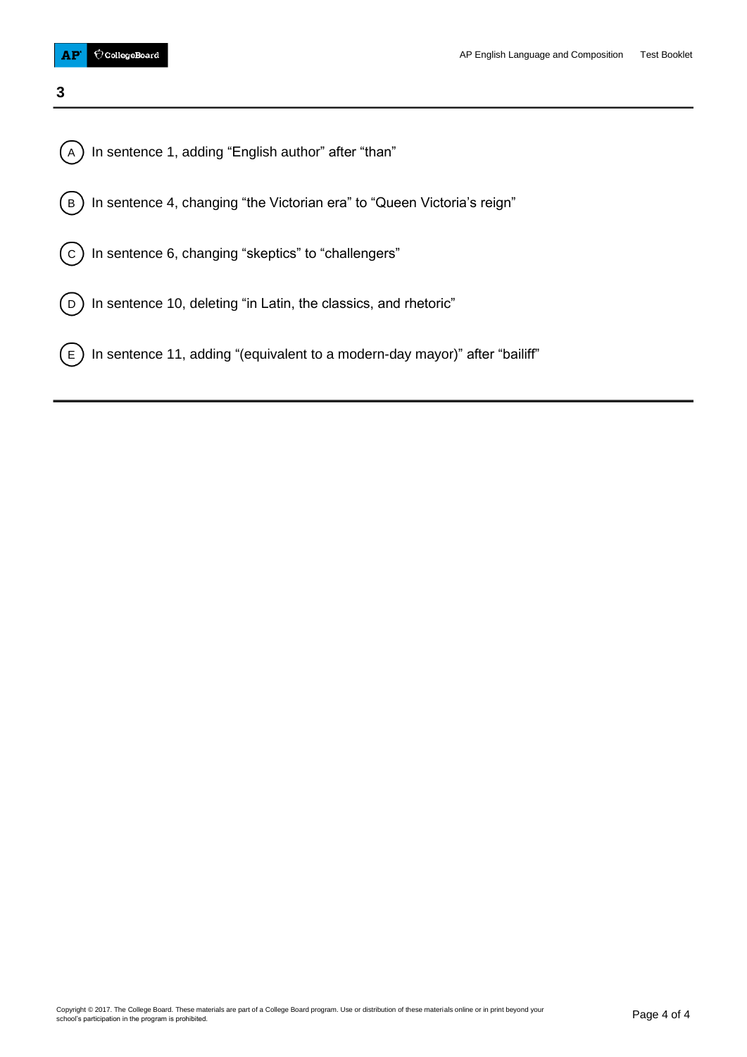**3**

- (A) In sentence 1, adding “English author” after “than”
- (B) In sentence 4, changing “the Victorian era” to “Queen Victoria’s reign”
- (C) In sentence 6, changing “skeptics” to “challengers”
- (D) In sentence 10, deleting “in Latin, the classics, and rhetoric”
- (E) In sentence 11, adding “(equivalent to a modern-day mayor)” after “bailiff”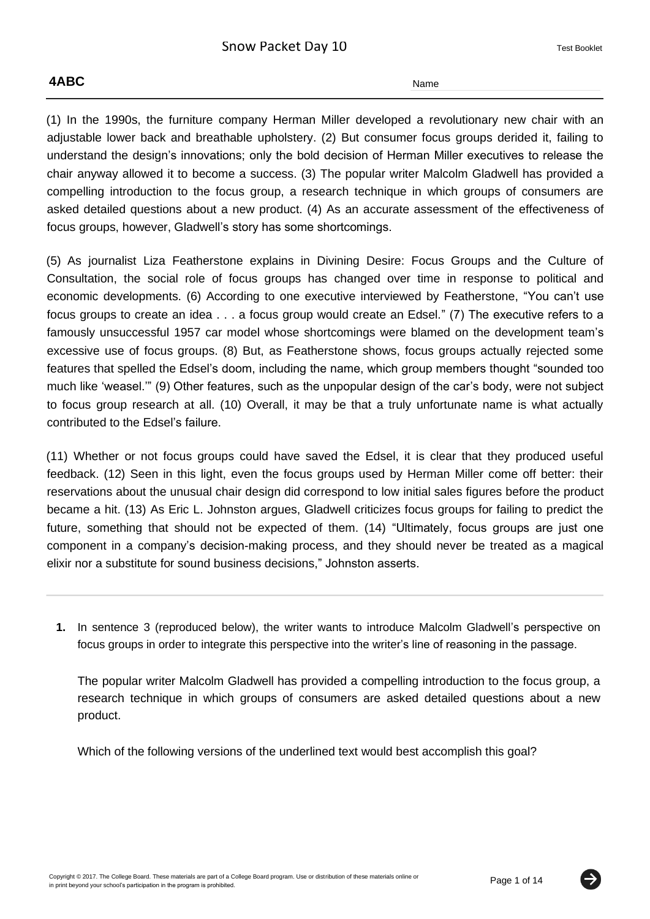**4ABC**

Name

(1) In the 1990s, the furniture company Herman Miller developed a revolutionary new chair with an adjustable lower back and breathable upholstery. (2) But consumer focus groups derided it, failing to understand the design's innovations; only the bold decision of Herman Miller executives to release the chair anyway allowed it to become a success. (3) The popular writer Malcolm Gladwell has provided a compelling introduction to the focus group, a research technique in which groups of consumers are asked detailed questions about a new product. (4) As an accurate assessment of the effectiveness of focus groups, however, Gladwell's story has some shortcomings.

(5) As journalist Liza Featherstone explains in Divining Desire: Focus Groups and the Culture of Consultation, the social role of focus groups has changed over time in response to political and economic developments. (6) According to one executive interviewed by Featherstone, "You can't use focus groups to create an idea . . . a focus group would create an Edsel." (7) The executive refers to a famously unsuccessful 1957 car model whose shortcomings were blamed on the development team's excessive use of focus groups. (8) But, as Featherstone shows, focus groups actually rejected some features that spelled the Edsel's doom, including the name, which group members thought "sounded too much like 'weasel.'" (9) Other features, such as the unpopular design of the car's body, were not subject to focus group research at all. (10) Overall, it may be that a truly unfortunate name is what actually contributed to the Edsel's failure.

(11) Whether or not focus groups could have saved the Edsel, it is clear that they produced useful feedback. (12) Seen in this light, even the focus groups used by Herman Miller come off better: their reservations about the unusual chair design did correspond to low initial sales figures before the product became a hit. (13) As Eric L. Johnston argues, Gladwell criticizes focus groups for failing to predict the future, something that should not be expected of them. (14) "Ultimately, focus groups are just one component in a company's decision-making process, and they should never be treated as a magical elixir nor a substitute for sound business decisions," Johnston asserts.

---

**1.** In sentence 3 (reproduced below), the writer wants to introduce Malcolm Gladwell's perspective on focus groups in order to integrate this perspective into the writer's line of reasoning in the passage.

The popular writer Malcolm Gladwell has provided a compelling introduction to the focus group, a research technique in which groups of consumers are asked detailed questions about a new product.

Which of the following versions of the underlined text would best accomplish this goal?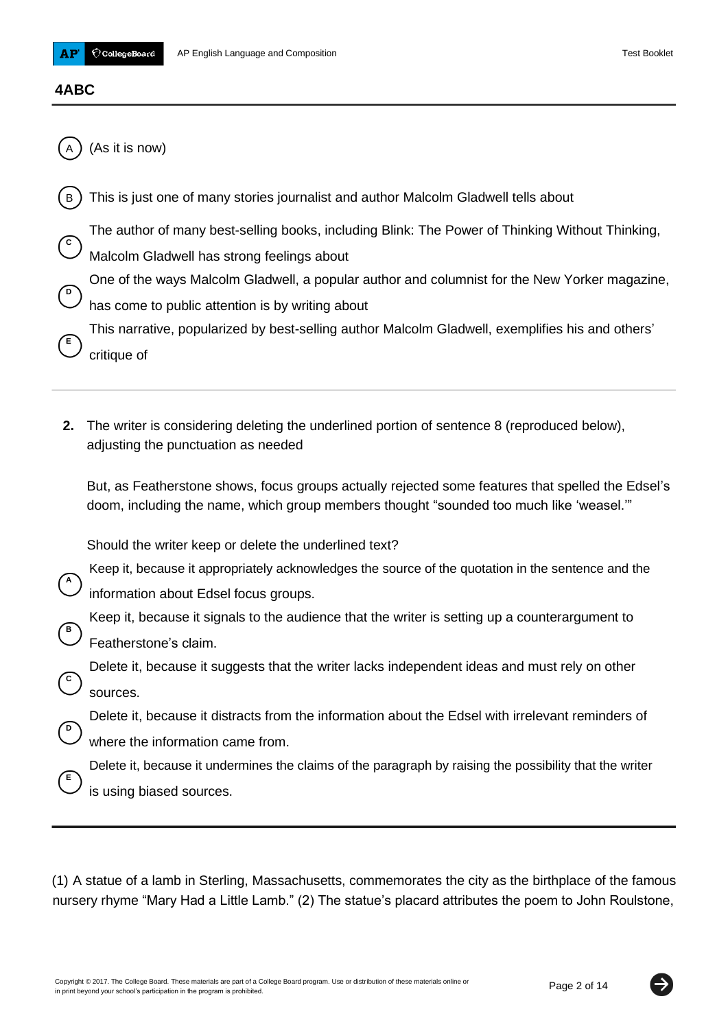**4ABC**

- (A) (As it is now)
- (B) This is just one of many stories journalist and author Malcolm Gladwell tells about
- (C) The author of many best-selling books, including Blink: The Power of Thinking Without Thinking, Malcolm Gladwell has strong feelings about
- (D) One of the ways Malcolm Gladwell, a popular author and columnist for the New Yorker magazine, has come to public attention is by writing about
- (E) This narrative, popularized by best-selling author Malcolm Gladwell, exemplifies his and others' critique of

---

**2.** The writer is considering deleting the underlined portion of sentence 8 (reproduced below), adjusting the punctuation as needed

But, as Featherstone shows, focus groups actually rejected some features that spelled the Edsel's doom, including the name, which group members thought "sounded too much like 'weasel.'"

Should the writer keep or delete the underlined text?

- (A) Keep it, because it appropriately acknowledges the source of the quotation in the sentence and the information about Edsel focus groups.
- (B) Keep it, because it signals to the audience that the writer is setting up a counterargument to Featherstone's claim.
- (C) Delete it, because it suggests that the writer lacks independent ideas and must rely on other sources.
- (D) Delete it, because it distracts from the information about the Edsel with irrelevant reminders of where the information came from.
- (E) Delete it, because it undermines the claims of the paragraph by raising the possibility that the writer is using biased sources.

---

(1) A statue of a lamb in Sterling, Massachusetts, commemorates the city as the birthplace of the famous nursery rhyme "Mary Had a Little Lamb." (2) The statue's placard attributes the poem to John Roulstone,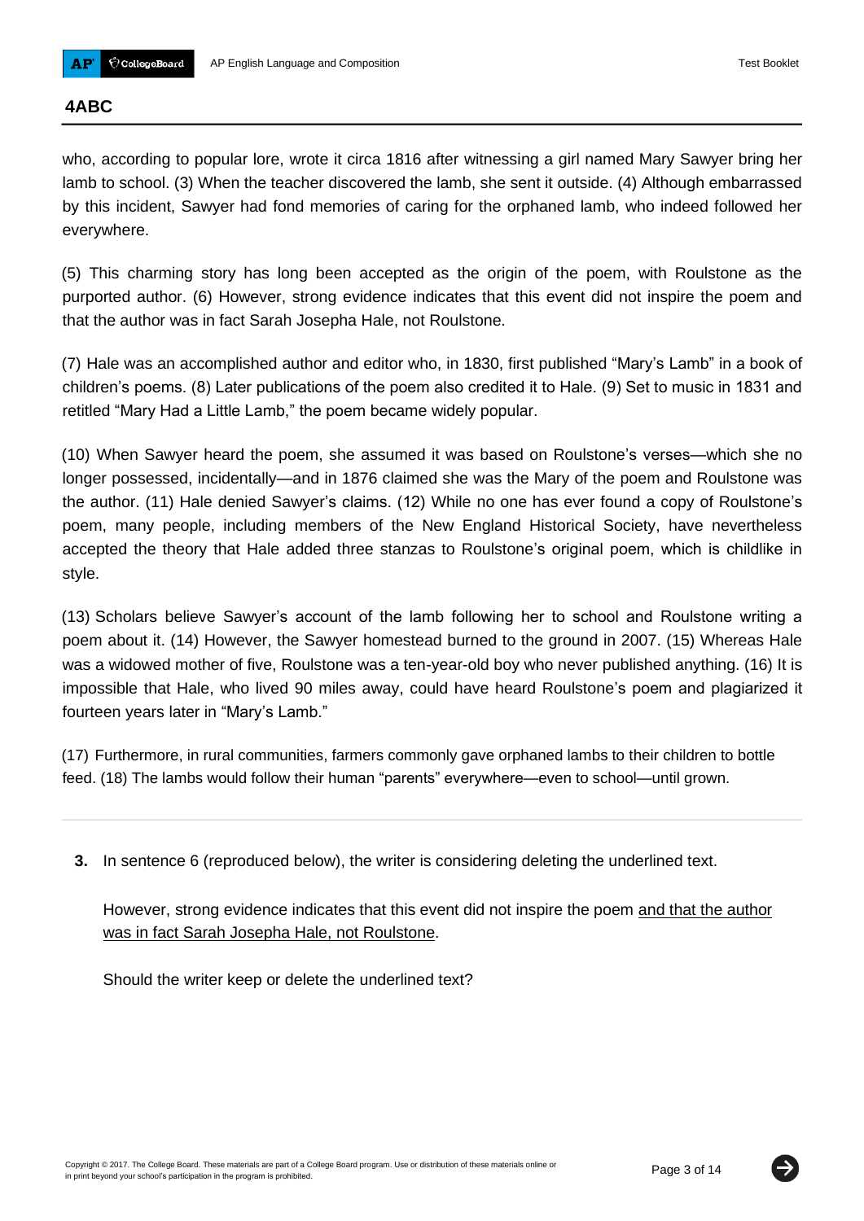## 4ABC

who, according to popular lore, wrote it circa 1816 after witnessing a girl named Mary Sawyer bring her lamb to school. (3) When the teacher discovered the lamb, she sent it outside. (4) Although embarrassed by this incident, Sawyer had fond memories of caring for the orphaned lamb, who indeed followed her everywhere.

(5) This charming story has long been accepted as the origin of the poem, with Roulstone as the purported author. (6) However, strong evidence indicates that this event did not inspire the poem and that the author was in fact Sarah Josepha Hale, not Roulstone.

(7) Hale was an accomplished author and editor who, in 1830, first published "Mary's Lamb" in a book of children's poems. (8) Later publications of the poem also credited it to Hale. (9) Set to music in 1831 and retitled "Mary Had a Little Lamb," the poem became widely popular.

(10) When Sawyer heard the poem, she assumed it was based on Roulstone's verses—which she no longer possessed, incidentally—and in 1876 claimed she was the Mary of the poem and Roulstone was the author. (11) Hale denied Sawyer's claims. (12) While no one has ever found a copy of Roulstone's poem, many people, including members of the New England Historical Society, have nevertheless accepted the theory that Hale added three stanzas to Roulstone's original poem, which is childlike in style.

(13) Scholars believe Sawyer's account of the lamb following her to school and Roulstone writing a poem about it. (14) However, the Sawyer homestead burned to the ground in 2007. (15) Whereas Hale was a widowed mother of five, Roulstone was a ten-year-old boy who never published anything. (16) It is impossible that Hale, who lived 90 miles away, could have heard Roulstone's poem and plagiarized it fourteen years later in "Mary's Lamb."

(17) Furthermore, in rural communities, farmers commonly gave orphaned lambs to their children to bottle feed. (18) The lambs would follow their human "parents" everywhere—even to school—until grown.

---

**3.** In sentence 6 (reproduced below), the writer is considering deleting the underlined text.

However, strong evidence indicates that this event did not inspire the poem <u>and that the author was in fact Sarah Josepha Hale, not Roulstone</u>.

Should the writer keep or delete the underlined text?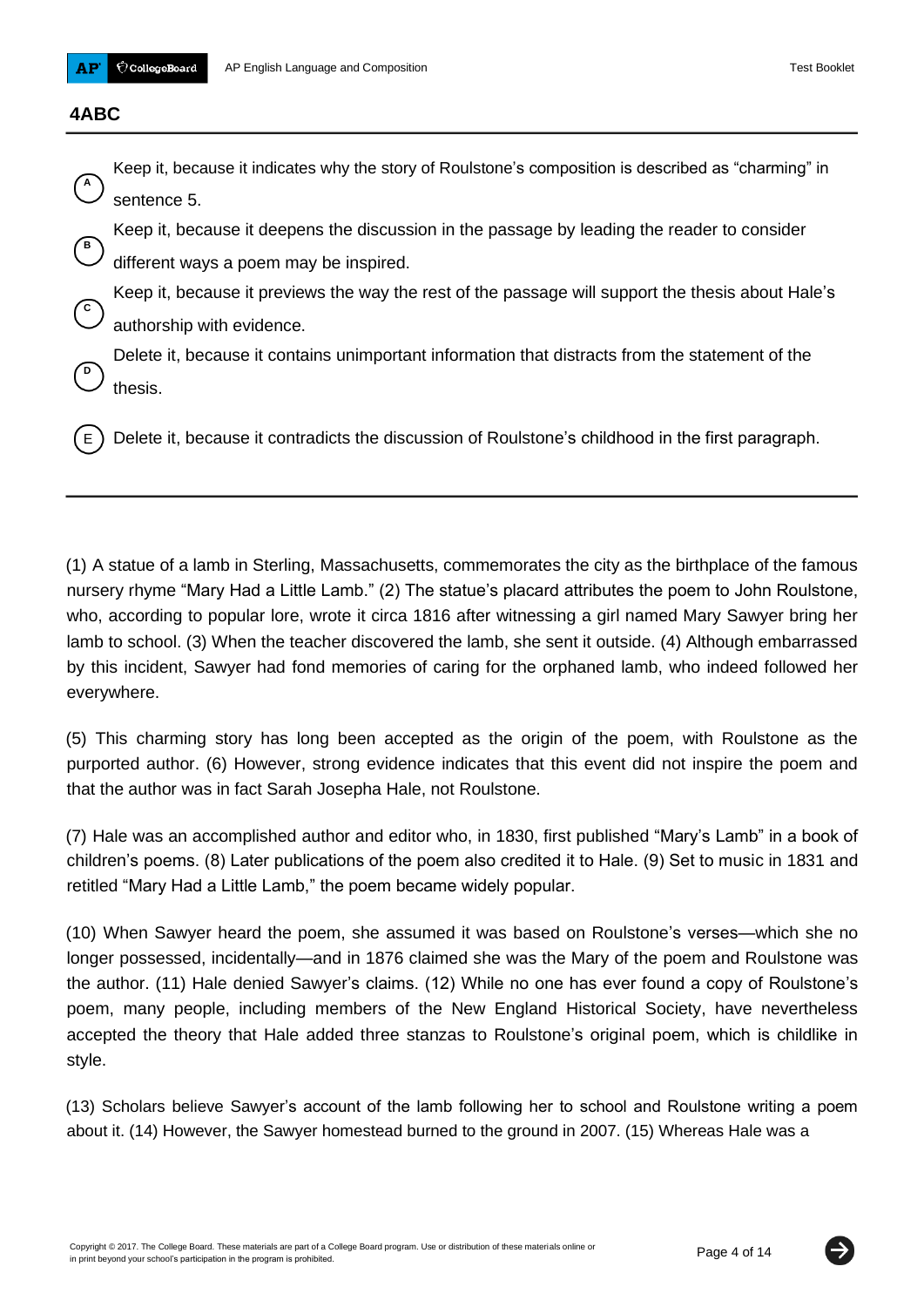## 4ABC

- (A) Keep it, because it indicates why the story of Roulstone's composition is described as "charming" in sentence 5.
- (B) Keep it, because it deepens the discussion in the passage by leading the reader to consider different ways a poem may be inspired.
- (C) Keep it, because it previews the way the rest of the passage will support the thesis about Hale's authorship with evidence.
- (D) Delete it, because it contains unimportant information that distracts from the statement of the thesis.
- (E) Delete it, because it contradicts the discussion of Roulstone's childhood in the first paragraph.

---

(1) A statue of a lamb in Sterling, Massachusetts, commemorates the city as the birthplace of the famous nursery rhyme "Mary Had a Little Lamb." (2) The statue's placard attributes the poem to John Roulstone, who, according to popular lore, wrote it circa 1816 after witnessing a girl named Mary Sawyer bring her lamb to school. (3) When the teacher discovered the lamb, she sent it outside. (4) Although embarrassed by this incident, Sawyer had fond memories of caring for the orphaned lamb, who indeed followed her everywhere.

(5) This charming story has long been accepted as the origin of the poem, with Roulstone as the purported author. (6) However, strong evidence indicates that this event did not inspire the poem and that the author was in fact Sarah Josepha Hale, not Roulstone.

(7) Hale was an accomplished author and editor who, in 1830, first published "Mary's Lamb" in a book of children's poems. (8) Later publications of the poem also credited it to Hale. (9) Set to music in 1831 and retitled "Mary Had a Little Lamb," the poem became widely popular.

(10) When Sawyer heard the poem, she assumed it was based on Roulstone's verses—which she no longer possessed, incidentally—and in 1876 claimed she was the Mary of the poem and Roulstone was the author. (11) Hale denied Sawyer's claims. (12) While no one has ever found a copy of Roulstone's poem, many people, including members of the New England Historical Society, have nevertheless accepted the theory that Hale added three stanzas to Roulstone's original poem, which is childlike in style.

(13) Scholars believe Sawyer's account of the lamb following her to school and Roulstone writing a poem about it. (14) However, the Sawyer homestead burned to the ground in 2007. (15) Whereas Hale was a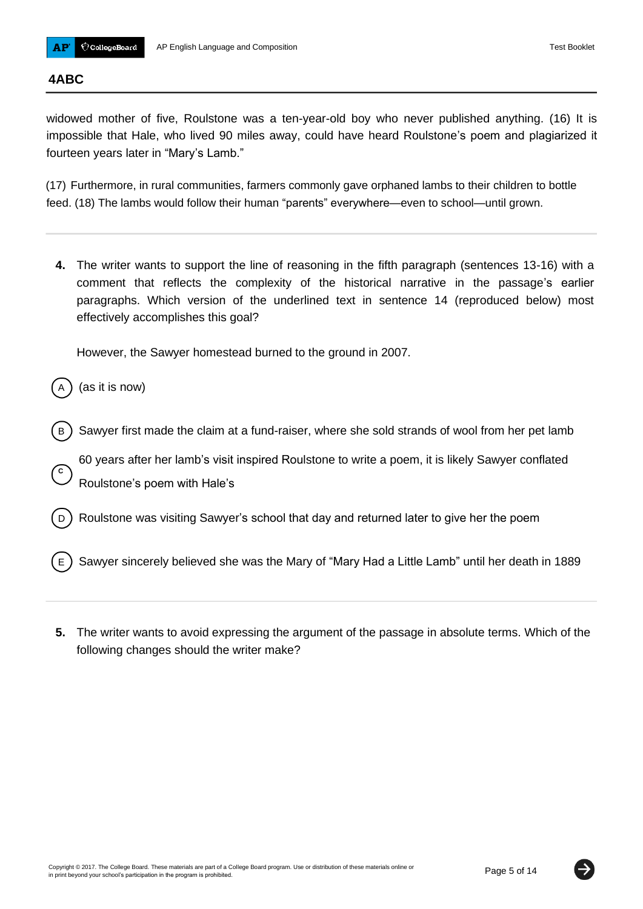## 4ABC

widowed mother of five, Roulstone was a ten-year-old boy who never published anything. (16) It is impossible that Hale, who lived 90 miles away, could have heard Roulstone's poem and plagiarized it fourteen years later in "Mary's Lamb."

(17) Furthermore, in rural communities, farmers commonly gave orphaned lambs to their children to bottle feed. (18) The lambs would follow their human "parents" everywhere—even to school—until grown.

---

**4.** The writer wants to support the line of reasoning in the fifth paragraph (sentences 13-16) with a comment that reflects the complexity of the historical narrative in the passage's earlier paragraphs. Which version of the underlined text in sentence 14 (reproduced below) most effectively accomplishes this goal?

However, the Sawyer homestead burned to the ground in 2007.

(A) (as it is now)

(B) Sawyer first made the claim at a fund-raiser, where she sold strands of wool from her pet lamb

(C) 60 years after her lamb's visit inspired Roulstone to write a poem, it is likely Sawyer conflated Roulstone's poem with Hale's

(D) Roulstone was visiting Sawyer's school that day and returned later to give her the poem

(E) Sawyer sincerely believed she was the Mary of "Mary Had a Little Lamb" until her death in 1889

---

**5.** The writer wants to avoid expressing the argument of the passage in absolute terms. Which of the following changes should the writer make?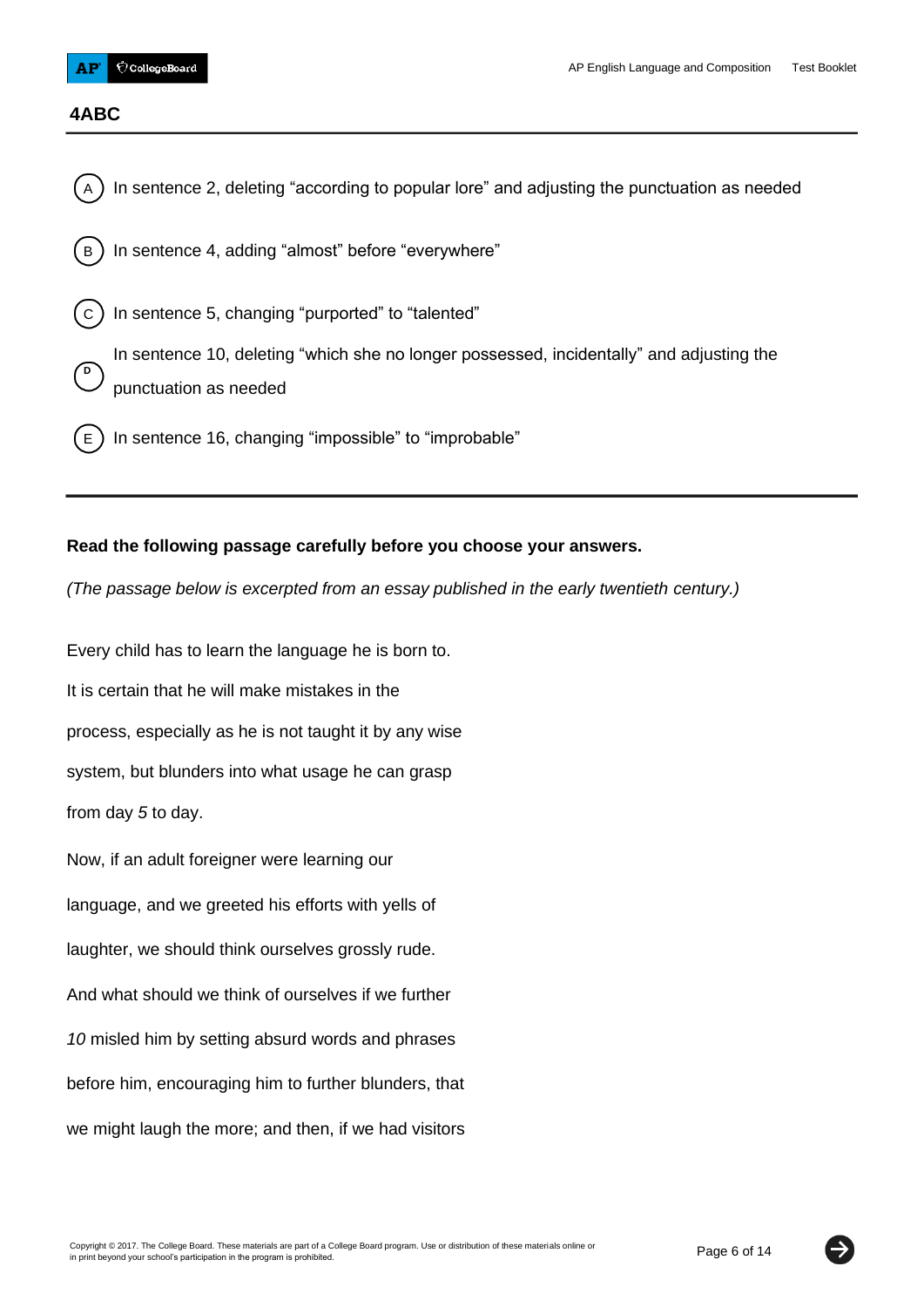**4ABC**

(A) In sentence 2, deleting "according to popular lore" and adjusting the punctuation as needed

(B) In sentence 4, adding "almost" before "everywhere"

(C) In sentence 5, changing "purported" to "talented"

(D) In sentence 10, deleting "which she no longer possessed, incidentally" and adjusting the punctuation as needed

(E) In sentence 16, changing "impossible" to "improbable"

---

**Read the following passage carefully before you choose your answers.**

*(The passage below is excerpted from an essay published in the early twentieth century.)*

Every child has to learn the language he is born to.
It is certain that he will make mistakes in the
process, especially as he is not taught it by any wise
system, but blunders into what usage he can grasp
from day *5* to day.

Now, if an adult foreigner were learning our
language, and we greeted his efforts with yells of
laughter, we should think ourselves grossly rude.
And what should we think of ourselves if we further
*10* misled him by setting absurd words and phrases
before him, encouraging him to further blunders, that
we might laugh the more; and then, if we had visitors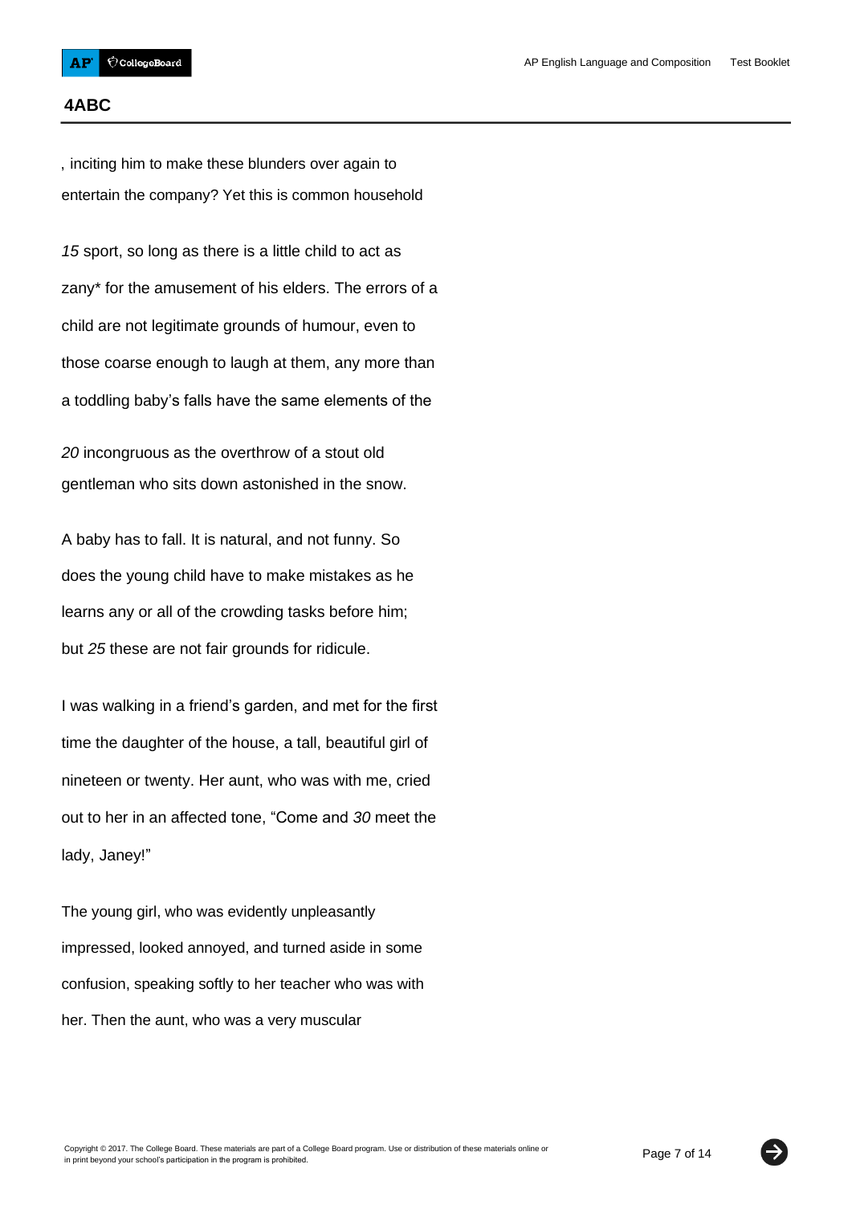## 4ABC

, inciting him to make these blunders over again to entertain the company? Yet this is common household

*15* sport, so long as there is a little child to act as zany* for the amusement of his elders. The errors of a child are not legitimate grounds of humour, even to those coarse enough to laugh at them, any more than a toddling baby's falls have the same elements of the

*20* incongruous as the overthrow of a stout old gentleman who sits down astonished in the snow.

A baby has to fall. It is natural, and not funny. So does the young child have to make mistakes as he learns any or all of the crowding tasks before him; but *25* these are not fair grounds for ridicule.

I was walking in a friend's garden, and met for the first time the daughter of the house, a tall, beautiful girl of nineteen or twenty. Her aunt, who was with me, cried out to her in an affected tone, "Come and *30* meet the lady, Janey!"

The young girl, who was evidently unpleasantly impressed, looked annoyed, and turned aside in some confusion, speaking softly to her teacher who was with her. Then the aunt, who was a very muscular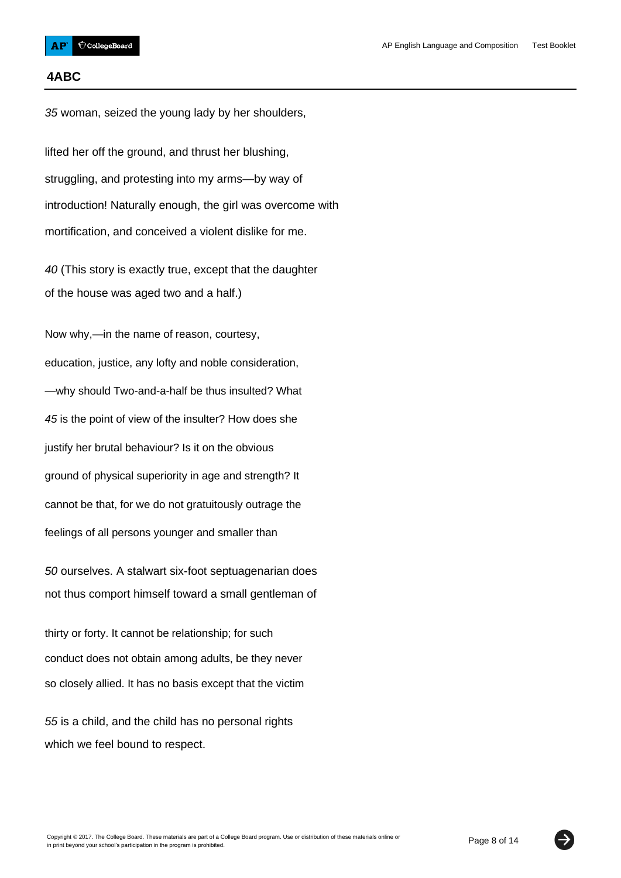## 4ABC

35 woman, seized the young lady by her shoulders, lifted her off the ground, and thrust her blushing, struggling, and protesting into my arms—by way of introduction! Naturally enough, the girl was overcome with mortification, and conceived a violent dislike for me.

40 (This story is exactly true, except that the daughter of the house was aged two and a half.)

Now why,—in the name of reason, courtesy, education, justice, any lofty and noble consideration, —why should Two-and-a-half be thus insulted? What

45 is the point of view of the insulter? How does she justify her brutal behaviour? Is it on the obvious ground of physical superiority in age and strength? It cannot be that, for we do not gratuitously outrage the feelings of all persons younger and smaller than

50 ourselves. A stalwart six-foot septuagenarian does not thus comport himself toward a small gentleman of thirty or forty. It cannot be relationship; for such conduct does not obtain among adults, be they never so closely allied. It has no basis except that the victim

55 is a child, and the child has no personal rights which we feel bound to respect.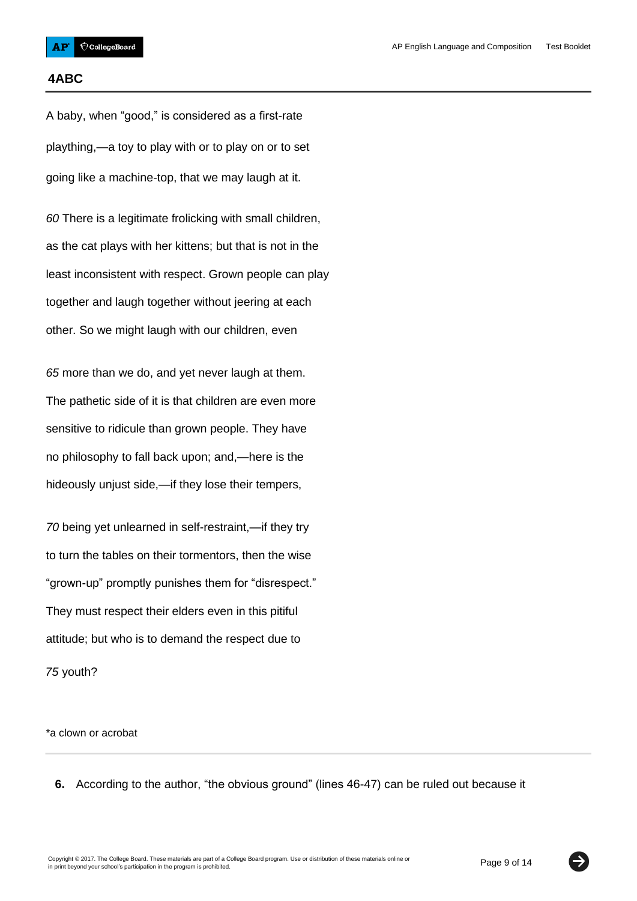## 4ABC

A baby, when "good," is considered as a first-rate plaything,—a toy to play with or to play on or to set going like a machine-top, that we may laugh at it.

*60* There is a legitimate frolicking with small children, as the cat plays with her kittens; but that is not in the least inconsistent with respect. Grown people can play together and laugh together without jeering at each other. So we might laugh with our children, even

*65* more than we do, and yet never laugh at them. The pathetic side of it is that children are even more sensitive to ridicule than grown people. They have no philosophy to fall back upon; and,—here is the hideously unjust side,—if they lose their tempers,

*70* being yet unlearned in self-restraint,—if they try to turn the tables on their tormentors, then the wise "grown-up" promptly punishes them for "disrespect." They must respect their elders even in this pitiful attitude; but who is to demand the respect due to

*75* youth?

*a clown or acrobat

---

**6.** According to the author, "the obvious ground" (lines 46-47) can be ruled out because it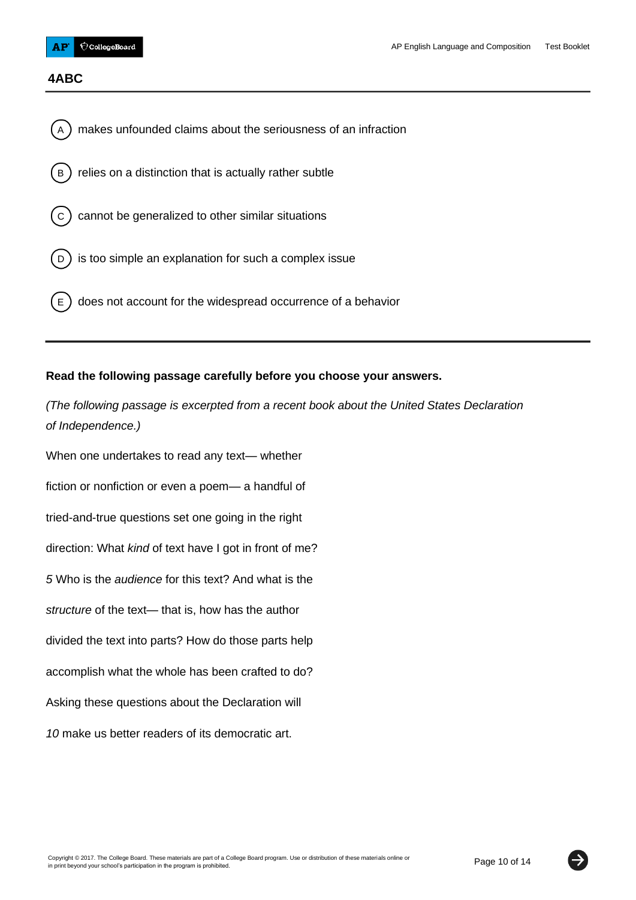**4ABC**

(A) makes unfounded claims about the seriousness of an infraction

(B) relies on a distinction that is actually rather subtle

(C) cannot be generalized to other similar situations

(D) is too simple an explanation for such a complex issue

(E) does not account for the widespread occurrence of a behavior

---

**Read the following passage carefully before you choose your answers.**

*(The following passage is excerpted from a recent book about the United States Declaration of Independence.)*

When one undertakes to read any text— whether
fiction or nonfiction or even a poem— a handful of
tried-and-true questions set one going in the right
direction: What *kind* of text have I got in front of me?
*5* Who is the *audience* for this text? And what is the
*structure* of the text— that is, how has the author
divided the text into parts? How do those parts help
accomplish what the whole has been crafted to do?
Asking these questions about the Declaration will
*10* make us better readers of its democratic art.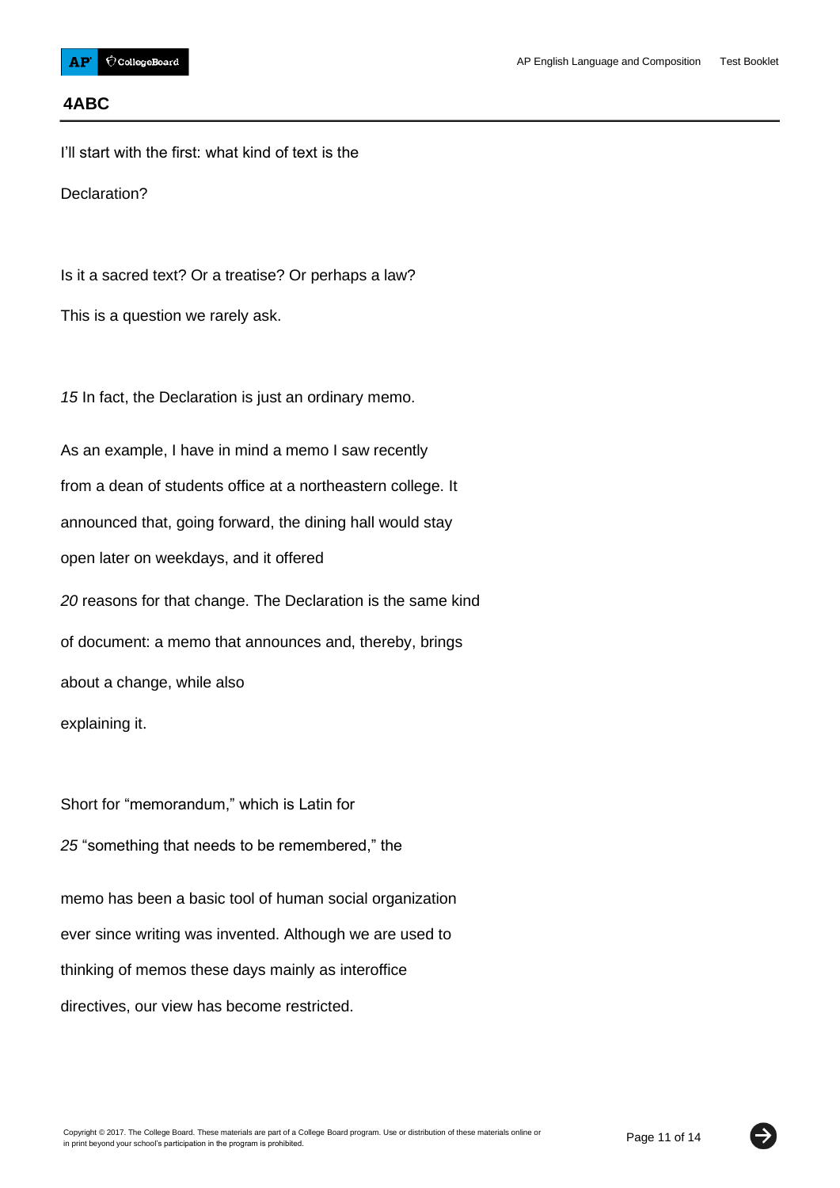**4ABC**

I'll start with the first: what kind of text is the

Declaration?

Is it a sacred text? Or a treatise? Or perhaps a law?

This is a question we rarely ask.

*15* In fact, the Declaration is just an ordinary memo.

As an example, I have in mind a memo I saw recently

from a dean of students office at a northeastern college. It

announced that, going forward, the dining hall would stay

open later on weekdays, and it offered

*20* reasons for that change. The Declaration is the same kind

of document: a memo that announces and, thereby, brings

about a change, while also

explaining it.

Short for "memorandum," which is Latin for

*25* "something that needs to be remembered," the

memo has been a basic tool of human social organization

ever since writing was invented. Although we are used to

thinking of memos these days mainly as interoffice

directives, our view has become restricted.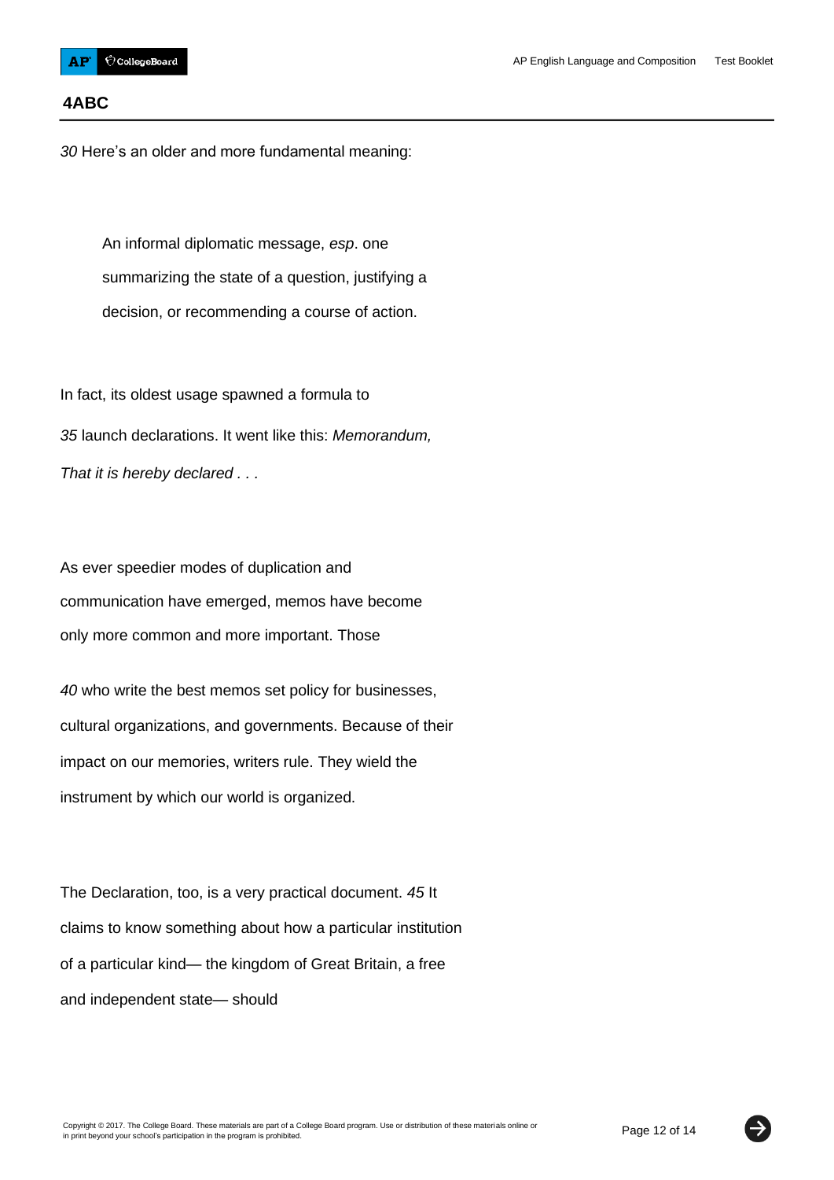**4ABC**

*30* Here's an older and more fundamental meaning:

> An informal diplomatic message, *esp*. one summarizing the state of a question, justifying a decision, or recommending a course of action.

In fact, its oldest usage spawned a formula to

*35* launch declarations. It went like this: *Memorandum, That it is hereby declared . . .*

As ever speedier modes of duplication and communication have emerged, memos have become only more common and more important. Those

*40* who write the best memos set policy for businesses, cultural organizations, and governments. Because of their impact on our memories, writers rule. They wield the instrument by which our world is organized.

The Declaration, too, is a very practical document. *45* It claims to know something about how a particular institution of a particular kind— the kingdom of Great Britain, a free and independent state— should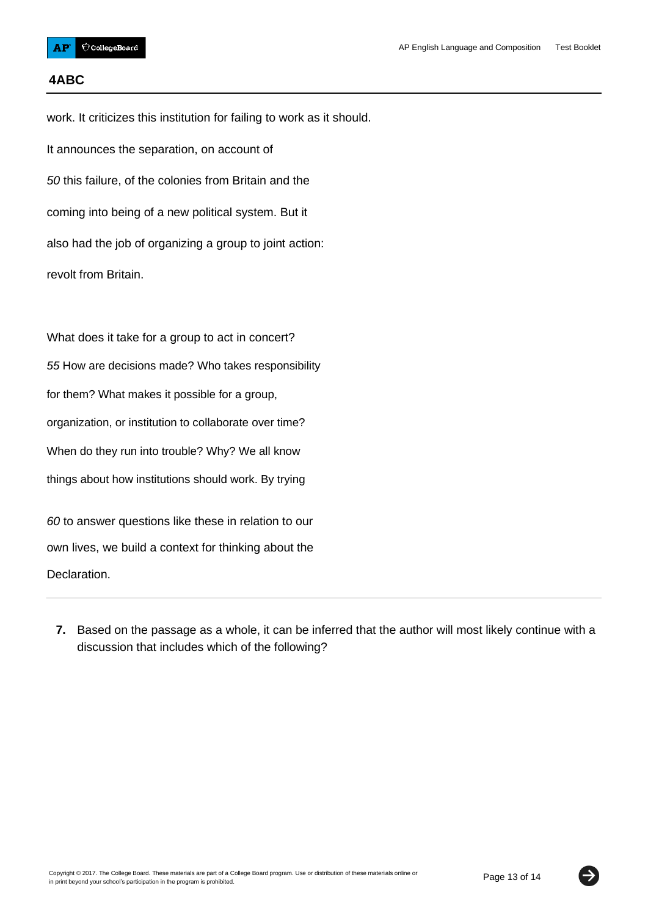## 4ABC

work. It criticizes this institution for failing to work as it should.

It announces the separation, on account of

*50* this failure, of the colonies from Britain and the

coming into being of a new political system. But it

also had the job of organizing a group to joint action:

revolt from Britain.

What does it take for a group to act in concert?

*55* How are decisions made? Who takes responsibility

for them? What makes it possible for a group,

organization, or institution to collaborate over time?

When do they run into trouble? Why? We all know

things about how institutions should work. By trying

*60* to answer questions like these in relation to our

own lives, we build a context for thinking about the

Declaration.

---

**7.** Based on the passage as a whole, it can be inferred that the author will most likely continue with a discussion that includes which of the following?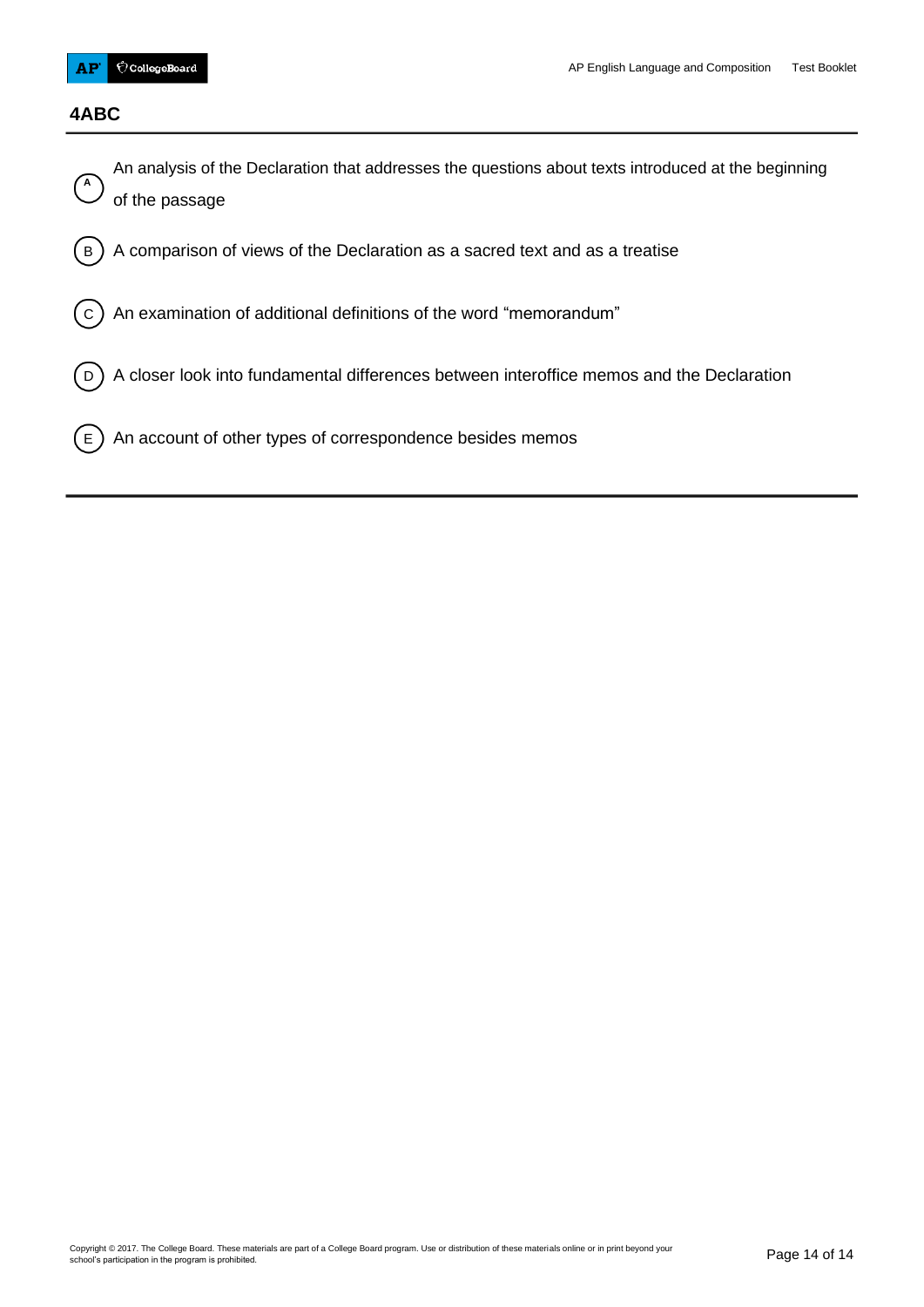**4ABC**

(A) An analysis of the Declaration that addresses the questions about texts introduced at the beginning of the passage

(B) A comparison of views of the Declaration as a sacred text and as a treatise

(C) An examination of additional definitions of the word “memorandum”

(D) A closer look into fundamental differences between interoffice memos and the Declaration

(E) An account of other types of correspondence besides memos